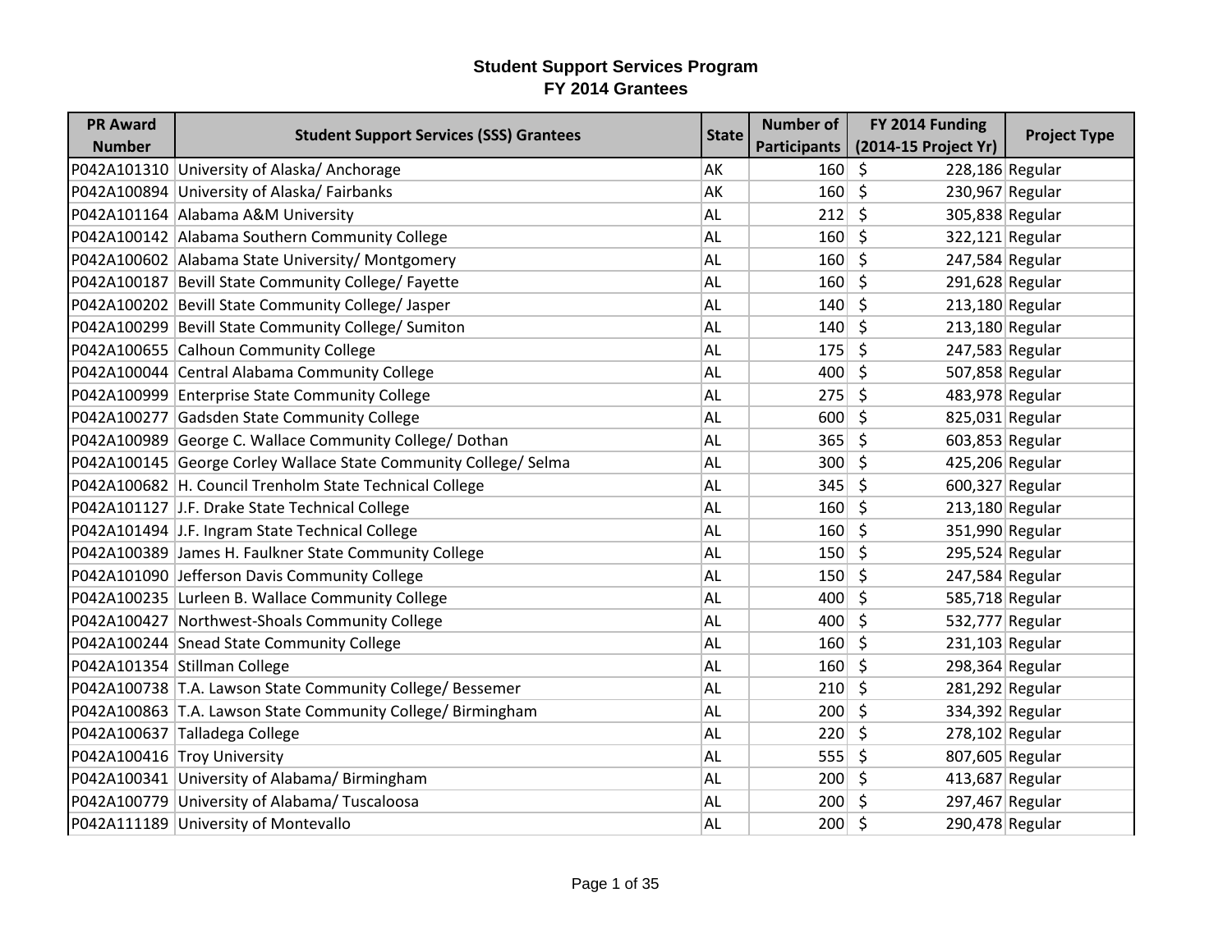# Student Support Services Program
## FY 2014 Grantees

| PR Award Number | Student Support Services (SSS) Grantees | State | Number of Participants | FY 2014 Funding (2014-15 Project Yr) | Project Type |
|---|---|---|---|---|---|
| P042A101310 | University of Alaska/ Anchorage | AK | 160 | $ 228,186 | Regular |
| P042A100894 | University of Alaska/ Fairbanks | AK | 160 | $ 230,967 | Regular |
| P042A101164 | Alabama A&M University | AL | 212 | $ 305,838 | Regular |
| P042A100142 | Alabama Southern Community College | AL | 160 | $ 322,121 | Regular |
| P042A100602 | Alabama State University/ Montgomery | AL | 160 | $ 247,584 | Regular |
| P042A100187 | Bevill State Community College/ Fayette | AL | 160 | $ 291,628 | Regular |
| P042A100202 | Bevill State Community College/ Jasper | AL | 140 | $ 213,180 | Regular |
| P042A100299 | Bevill State Community College/ Sumiton | AL | 140 | $ 213,180 | Regular |
| P042A100655 | Calhoun Community College | AL | 175 | $ 247,583 | Regular |
| P042A100044 | Central Alabama Community College | AL | 400 | $ 507,858 | Regular |
| P042A100999 | Enterprise State Community College | AL | 275 | $ 483,978 | Regular |
| P042A100277 | Gadsden State Community College | AL | 600 | $ 825,031 | Regular |
| P042A100989 | George C. Wallace Community College/ Dothan | AL | 365 | $ 603,853 | Regular |
| P042A100145 | George Corley Wallace State Community College/ Selma | AL | 300 | $ 425,206 | Regular |
| P042A100682 | H. Council Trenholm State Technical College | AL | 345 | $ 600,327 | Regular |
| P042A101127 | J.F. Drake State Technical College | AL | 160 | $ 213,180 | Regular |
| P042A101494 | J.F. Ingram State Technical College | AL | 160 | $ 351,990 | Regular |
| P042A100389 | James H. Faulkner State Community College | AL | 150 | $ 295,524 | Regular |
| P042A101090 | Jefferson Davis Community College | AL | 150 | $ 247,584 | Regular |
| P042A100235 | Lurleen B. Wallace Community College | AL | 400 | $ 585,718 | Regular |
| P042A100427 | Northwest-Shoals Community College | AL | 400 | $ 532,777 | Regular |
| P042A100244 | Snead State Community College | AL | 160 | $ 231,103 | Regular |
| P042A101354 | Stillman College | AL | 160 | $ 298,364 | Regular |
| P042A100738 | T.A. Lawson State Community College/ Bessemer | AL | 210 | $ 281,292 | Regular |
| P042A100863 | T.A. Lawson State Community College/ Birmingham | AL | 200 | $ 334,392 | Regular |
| P042A100637 | Talladega College | AL | 220 | $ 278,102 | Regular |
| P042A100416 | Troy University | AL | 555 | $ 807,605 | Regular |
| P042A100341 | University of Alabama/ Birmingham | AL | 200 | $ 413,687 | Regular |
| P042A100779 | University of Alabama/ Tuscaloosa | AL | 200 | $ 297,467 | Regular |
| P042A111189 | University of Montevallo | AL | 200 | $ 290,478 | Regular |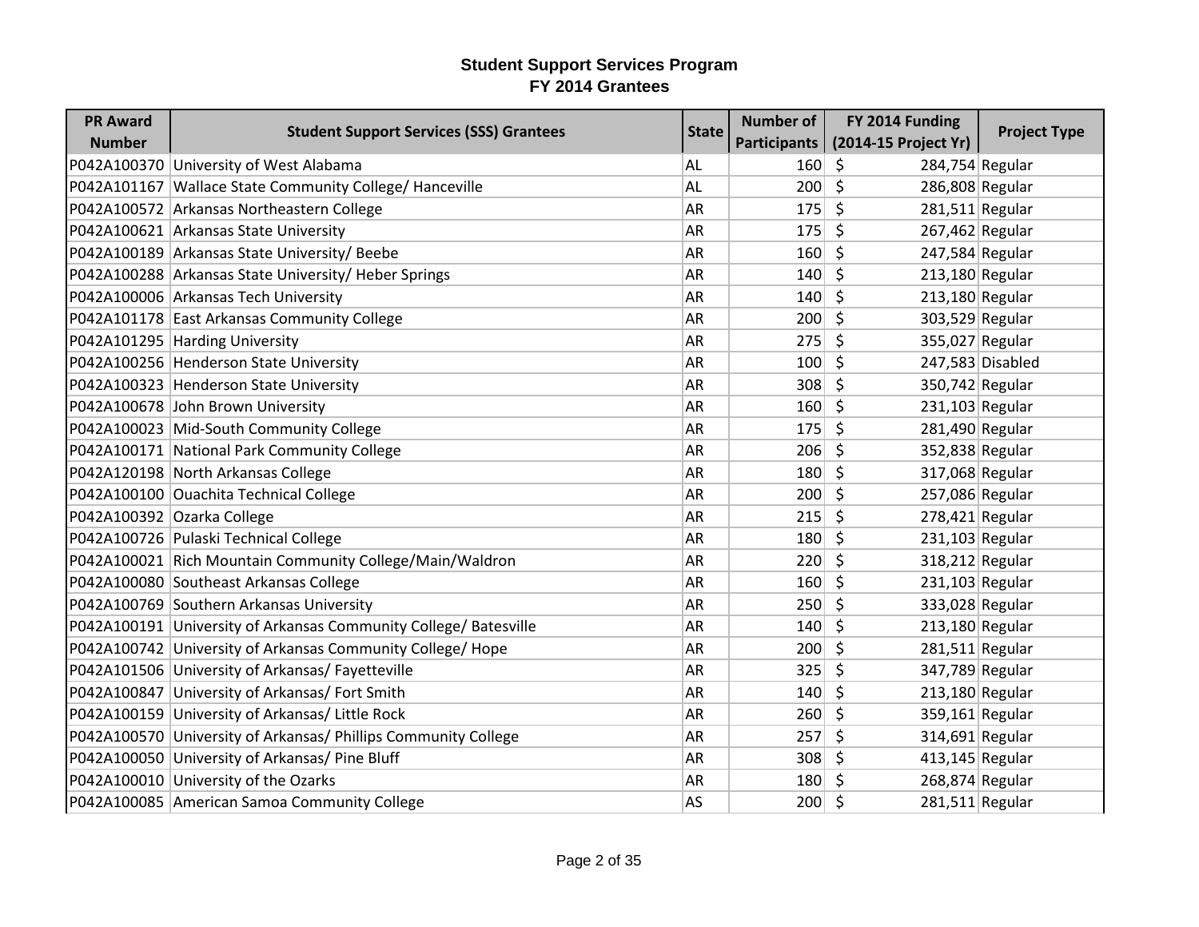# Student Support Services Program
## FY 2014 Grantees

| PR Award Number | Student Support Services (SSS) Grantees | State | Number of Participants | FY 2014 Funding (2014-15 Project Yr) | Project Type |
|---|---|---|---|---|---|
| P042A100370 | University of West Alabama | AL | 160 | $ 284,754 | Regular |
| P042A101167 | Wallace State Community College/ Hanceville | AL | 200 | $ 286,808 | Regular |
| P042A100572 | Arkansas Northeastern College | AR | 175 | $ 281,511 | Regular |
| P042A100621 | Arkansas State University | AR | 175 | $ 267,462 | Regular |
| P042A100189 | Arkansas State University/ Beebe | AR | 160 | $ 247,584 | Regular |
| P042A100288 | Arkansas State University/ Heber Springs | AR | 140 | $ 213,180 | Regular |
| P042A100006 | Arkansas Tech University | AR | 140 | $ 213,180 | Regular |
| P042A101178 | East Arkansas Community College | AR | 200 | $ 303,529 | Regular |
| P042A101295 | Harding University | AR | 275 | $ 355,027 | Regular |
| P042A100256 | Henderson State University | AR | 100 | $ 247,583 | Disabled |
| P042A100323 | Henderson State University | AR | 308 | $ 350,742 | Regular |
| P042A100678 | John Brown University | AR | 160 | $ 231,103 | Regular |
| P042A100023 | Mid-South Community College | AR | 175 | $ 281,490 | Regular |
| P042A100171 | National Park Community College | AR | 206 | $ 352,838 | Regular |
| P042A120198 | North Arkansas College | AR | 180 | $ 317,068 | Regular |
| P042A100100 | Ouachita Technical College | AR | 200 | $ 257,086 | Regular |
| P042A100392 | Ozarka College | AR | 215 | $ 278,421 | Regular |
| P042A100726 | Pulaski Technical College | AR | 180 | $ 231,103 | Regular |
| P042A100021 | Rich Mountain Community College/Main/Waldron | AR | 220 | $ 318,212 | Regular |
| P042A100080 | Southeast Arkansas College | AR | 160 | $ 231,103 | Regular |
| P042A100769 | Southern Arkansas University | AR | 250 | $ 333,028 | Regular |
| P042A100191 | University of Arkansas Community College/ Batesville | AR | 140 | $ 213,180 | Regular |
| P042A100742 | University of Arkansas Community College/ Hope | AR | 200 | $ 281,511 | Regular |
| P042A101506 | University of Arkansas/ Fayetteville | AR | 325 | $ 347,789 | Regular |
| P042A100847 | University of Arkansas/ Fort Smith | AR | 140 | $ 213,180 | Regular |
| P042A100159 | University of Arkansas/ Little Rock | AR | 260 | $ 359,161 | Regular |
| P042A100570 | University of Arkansas/ Phillips Community College | AR | 257 | $ 314,691 | Regular |
| P042A100050 | University of Arkansas/ Pine Bluff | AR | 308 | $ 413,145 | Regular |
| P042A100010 | University of the Ozarks | AR | 180 | $ 268,874 | Regular |
| P042A100085 | American Samoa Community College | AS | 200 | $ 281,511 | Regular |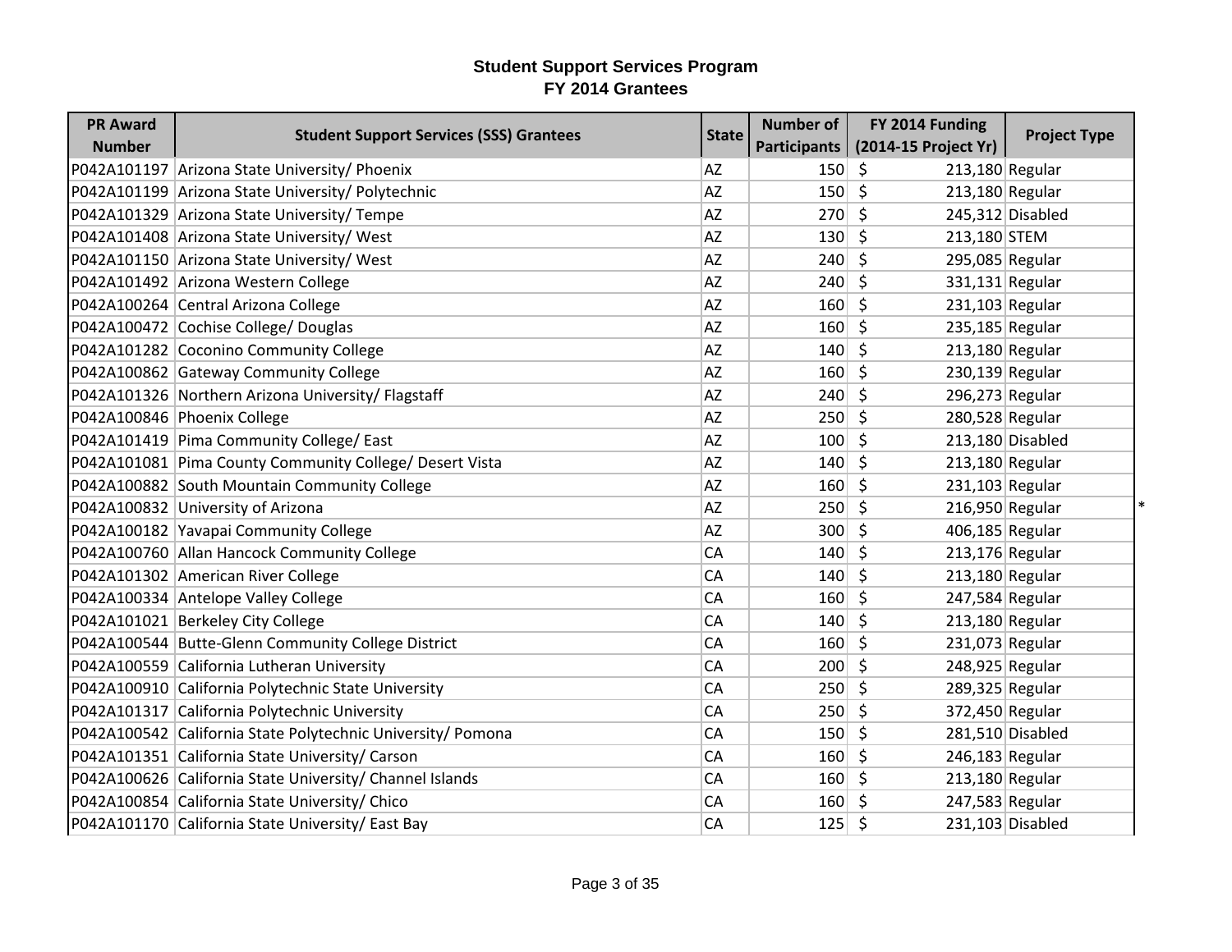## Student Support Services Program
## FY 2014 Grantees

| PR Award Number | Student Support Services (SSS) Grantees | State | Number of Participants | FY 2014 Funding (2014-15 Project Yr) | Project Type | |
|---|---|---|---|---|---|---|
| P042A101197 | Arizona State University/ Phoenix | AZ | 150 | $ 213,180 | Regular | |
| P042A101199 | Arizona State University/ Polytechnic | AZ | 150 | $ 213,180 | Regular | |
| P042A101329 | Arizona State University/ Tempe | AZ | 270 | $ 245,312 | Disabled | |
| P042A101408 | Arizona State University/ West | AZ | 130 | $ 213,180 | STEM | |
| P042A101150 | Arizona State University/ West | AZ | 240 | $ 295,085 | Regular | |
| P042A101492 | Arizona Western College | AZ | 240 | $ 331,131 | Regular | |
| P042A100264 | Central Arizona College | AZ | 160 | $ 231,103 | Regular | |
| P042A100472 | Cochise College/ Douglas | AZ | 160 | $ 235,185 | Regular | |
| P042A101282 | Coconino Community College | AZ | 140 | $ 213,180 | Regular | |
| P042A100862 | Gateway Community College | AZ | 160 | $ 230,139 | Regular | |
| P042A101326 | Northern Arizona University/ Flagstaff | AZ | 240 | $ 296,273 | Regular | |
| P042A100846 | Phoenix College | AZ | 250 | $ 280,528 | Regular | |
| P042A101419 | Pima Community College/ East | AZ | 100 | $ 213,180 | Disabled | |
| P042A101081 | Pima County Community College/ Desert Vista | AZ | 140 | $ 213,180 | Regular | |
| P042A100882 | South Mountain Community College | AZ | 160 | $ 231,103 | Regular | |
| P042A100832 | University of Arizona | AZ | 250 | $ 216,950 | Regular | * |
| P042A100182 | Yavapai Community College | AZ | 300 | $ 406,185 | Regular | |
| P042A100760 | Allan Hancock Community College | CA | 140 | $ 213,176 | Regular | |
| P042A101302 | American River College | CA | 140 | $ 213,180 | Regular | |
| P042A100334 | Antelope Valley College | CA | 160 | $ 247,584 | Regular | |
| P042A101021 | Berkeley City College | CA | 140 | $ 213,180 | Regular | |
| P042A100544 | Butte-Glenn Community College District | CA | 160 | $ 231,073 | Regular | |
| P042A100559 | California Lutheran University | CA | 200 | $ 248,925 | Regular | |
| P042A100910 | California Polytechnic State University | CA | 250 | $ 289,325 | Regular | |
| P042A101317 | California Polytechnic University | CA | 250 | $ 372,450 | Regular | |
| P042A100542 | California State Polytechnic University/ Pomona | CA | 150 | $ 281,510 | Disabled | |
| P042A101351 | California State University/ Carson | CA | 160 | $ 246,183 | Regular | |
| P042A100626 | California State University/ Channel Islands | CA | 160 | $ 213,180 | Regular | |
| P042A100854 | California State University/ Chico | CA | 160 | $ 247,583 | Regular | |
| P042A101170 | California State University/ East Bay | CA | 125 | $ 231,103 | Disabled | |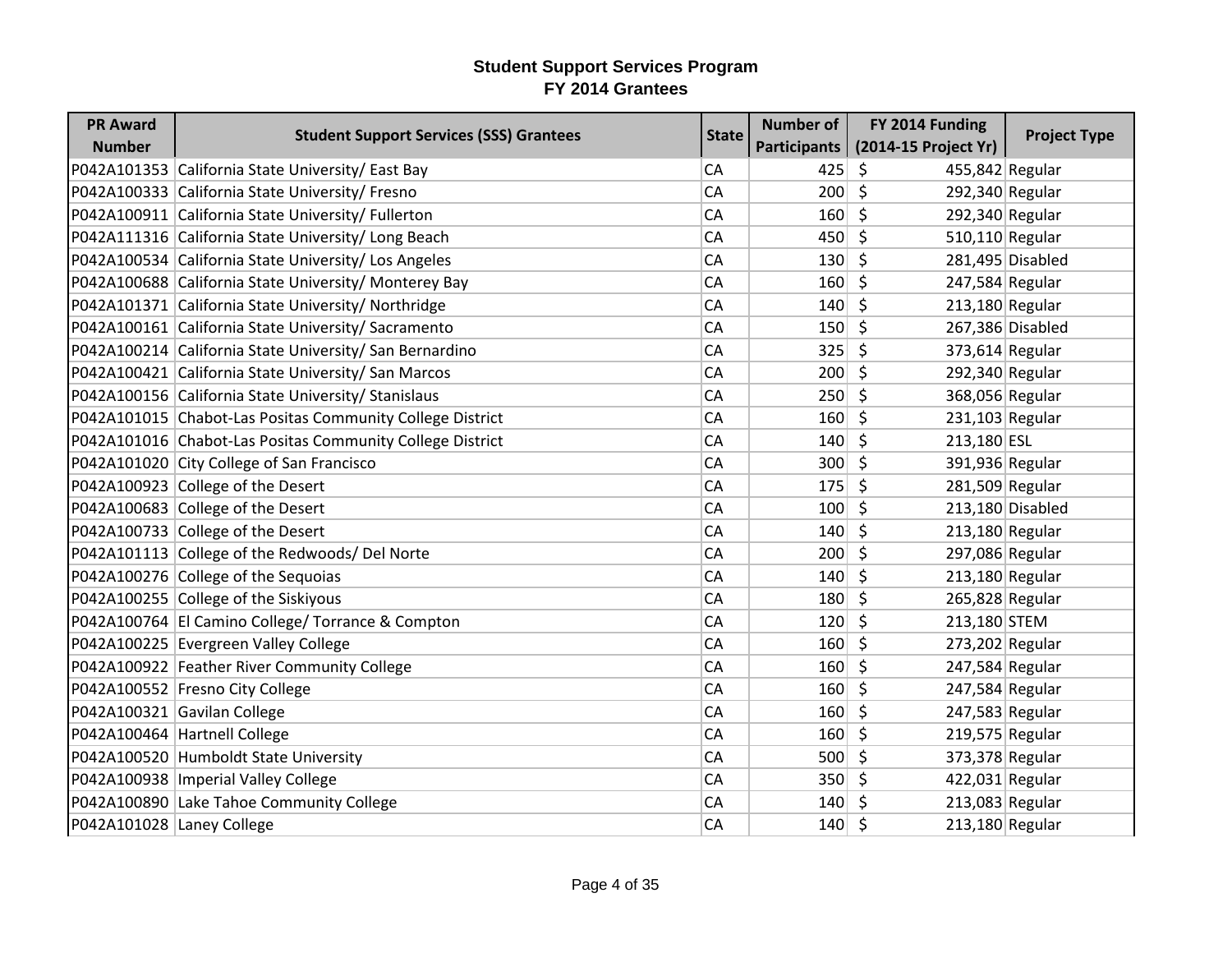# Student Support Services Program
## FY 2014 Grantees

| PR Award Number | Student Support Services (SSS) Grantees | State | Number of Participants | FY 2014 Funding (2014-15 Project Yr) | Project Type |
|---|---|---|---|---|---|
| P042A101353 | California State University/ East Bay | CA | 425 | $ 455,842 | Regular |
| P042A100333 | California State University/ Fresno | CA | 200 | $ 292,340 | Regular |
| P042A100911 | California State University/ Fullerton | CA | 160 | $ 292,340 | Regular |
| P042A111316 | California State University/ Long Beach | CA | 450 | $ 510,110 | Regular |
| P042A100534 | California State University/ Los Angeles | CA | 130 | $ 281,495 | Disabled |
| P042A100688 | California State University/ Monterey Bay | CA | 160 | $ 247,584 | Regular |
| P042A101371 | California State University/ Northridge | CA | 140 | $ 213,180 | Regular |
| P042A100161 | California State University/ Sacramento | CA | 150 | $ 267,386 | Disabled |
| P042A100214 | California State University/ San Bernardino | CA | 325 | $ 373,614 | Regular |
| P042A100421 | California State University/ San Marcos | CA | 200 | $ 292,340 | Regular |
| P042A100156 | California State University/ Stanislaus | CA | 250 | $ 368,056 | Regular |
| P042A101015 | Chabot-Las Positas Community College District | CA | 160 | $ 231,103 | Regular |
| P042A101016 | Chabot-Las Positas Community College District | CA | 140 | $ 213,180 | ESL |
| P042A101020 | City College of San Francisco | CA | 300 | $ 391,936 | Regular |
| P042A100923 | College of the Desert | CA | 175 | $ 281,509 | Regular |
| P042A100683 | College of the Desert | CA | 100 | $ 213,180 | Disabled |
| P042A100733 | College of the Desert | CA | 140 | $ 213,180 | Regular |
| P042A101113 | College of the Redwoods/ Del Norte | CA | 200 | $ 297,086 | Regular |
| P042A100276 | College of the Sequoias | CA | 140 | $ 213,180 | Regular |
| P042A100255 | College of the Siskiyous | CA | 180 | $ 265,828 | Regular |
| P042A100764 | El Camino College/ Torrance & Compton | CA | 120 | $ 213,180 | STEM |
| P042A100225 | Evergreen Valley College | CA | 160 | $ 273,202 | Regular |
| P042A100922 | Feather River Community College | CA | 160 | $ 247,584 | Regular |
| P042A100552 | Fresno City College | CA | 160 | $ 247,584 | Regular |
| P042A100321 | Gavilan College | CA | 160 | $ 247,583 | Regular |
| P042A100464 | Hartnell College | CA | 160 | $ 219,575 | Regular |
| P042A100520 | Humboldt State University | CA | 500 | $ 373,378 | Regular |
| P042A100938 | Imperial Valley College | CA | 350 | $ 422,031 | Regular |
| P042A100890 | Lake Tahoe Community College | CA | 140 | $ 213,083 | Regular |
| P042A101028 | Laney College | CA | 140 | $ 213,180 | Regular |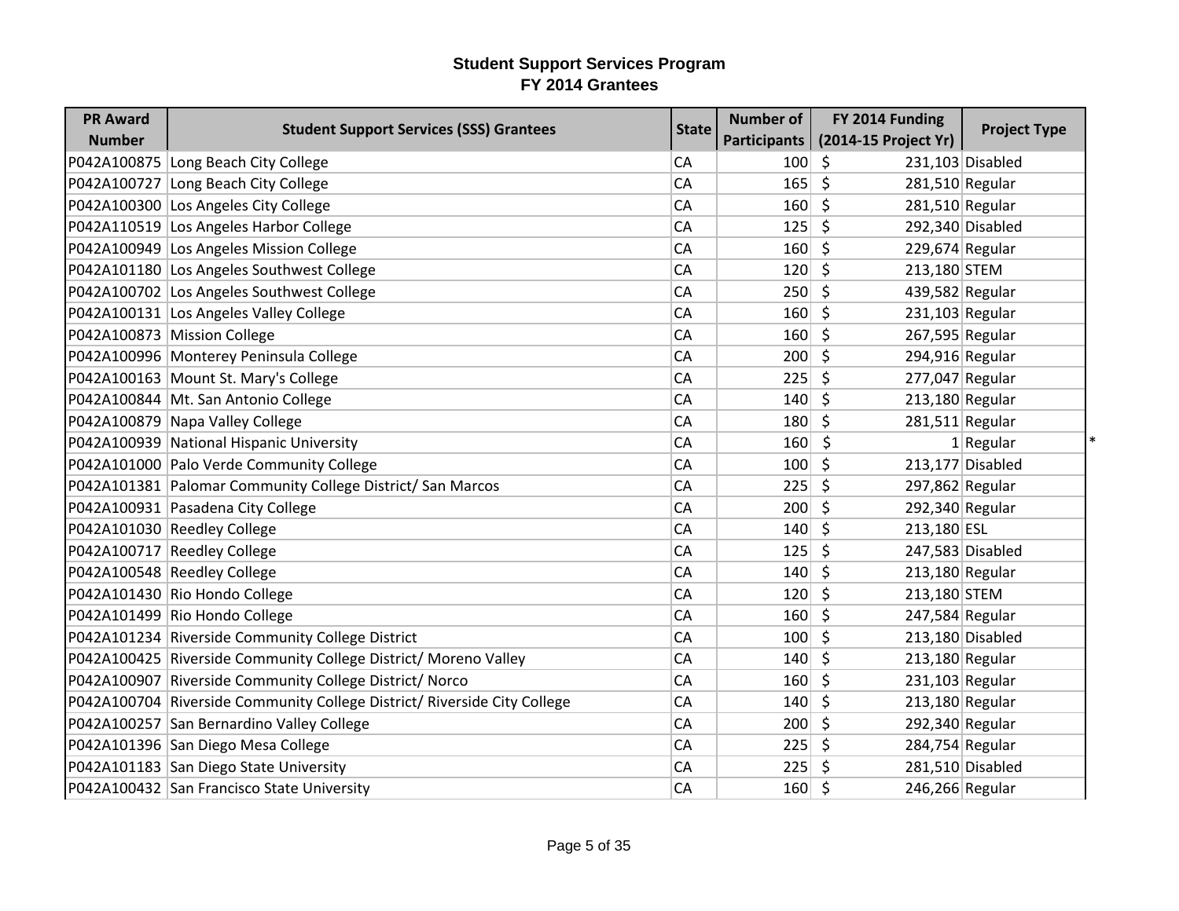## Student Support Services Program
## FY 2014 Grantees

| PR Award Number | Student Support Services (SSS) Grantees | State | Number of Participants | FY 2014 Funding (2014-15 Project Yr) | Project Type | |
|---|---|---|---|---|---|---|
| P042A100875 | Long Beach City College | CA | 100 | $ 231,103 | Disabled | |
| P042A100727 | Long Beach City College | CA | 165 | $ 281,510 | Regular | |
| P042A100300 | Los Angeles City College | CA | 160 | $ 281,510 | Regular | |
| P042A110519 | Los Angeles Harbor College | CA | 125 | $ 292,340 | Disabled | |
| P042A100949 | Los Angeles Mission College | CA | 160 | $ 229,674 | Regular | |
| P042A101180 | Los Angeles Southwest College | CA | 120 | $ 213,180 | STEM | |
| P042A100702 | Los Angeles Southwest College | CA | 250 | $ 439,582 | Regular | |
| P042A100131 | Los Angeles Valley College | CA | 160 | $ 231,103 | Regular | |
| P042A100873 | Mission College | CA | 160 | $ 267,595 | Regular | |
| P042A100996 | Monterey Peninsula College | CA | 200 | $ 294,916 | Regular | |
| P042A100163 | Mount St. Mary's College | CA | 225 | $ 277,047 | Regular | |
| P042A100844 | Mt. San Antonio College | CA | 140 | $ 213,180 | Regular | |
| P042A100879 | Napa Valley College | CA | 180 | $ 281,511 | Regular | |
| P042A100939 | National Hispanic University | CA | 160 | $ 1 | Regular | * |
| P042A101000 | Palo Verde Community College | CA | 100 | $ 213,177 | Disabled | |
| P042A101381 | Palomar Community College District/ San Marcos | CA | 225 | $ 297,862 | Regular | |
| P042A100931 | Pasadena City College | CA | 200 | $ 292,340 | Regular | |
| P042A101030 | Reedley College | CA | 140 | $ 213,180 | ESL | |
| P042A100717 | Reedley College | CA | 125 | $ 247,583 | Disabled | |
| P042A100548 | Reedley College | CA | 140 | $ 213,180 | Regular | |
| P042A101430 | Rio Hondo College | CA | 120 | $ 213,180 | STEM | |
| P042A101499 | Rio Hondo College | CA | 160 | $ 247,584 | Regular | |
| P042A101234 | Riverside Community College District | CA | 100 | $ 213,180 | Disabled | |
| P042A100425 | Riverside Community College District/ Moreno Valley | CA | 140 | $ 213,180 | Regular | |
| P042A100907 | Riverside Community College District/ Norco | CA | 160 | $ 231,103 | Regular | |
| P042A100704 | Riverside Community College District/ Riverside City College | CA | 140 | $ 213,180 | Regular | |
| P042A100257 | San Bernardino Valley College | CA | 200 | $ 292,340 | Regular | |
| P042A101396 | San Diego Mesa College | CA | 225 | $ 284,754 | Regular | |
| P042A101183 | San Diego State University | CA | 225 | $ 281,510 | Disabled | |
| P042A100432 | San Francisco State University | CA | 160 | $ 246,266 | Regular | |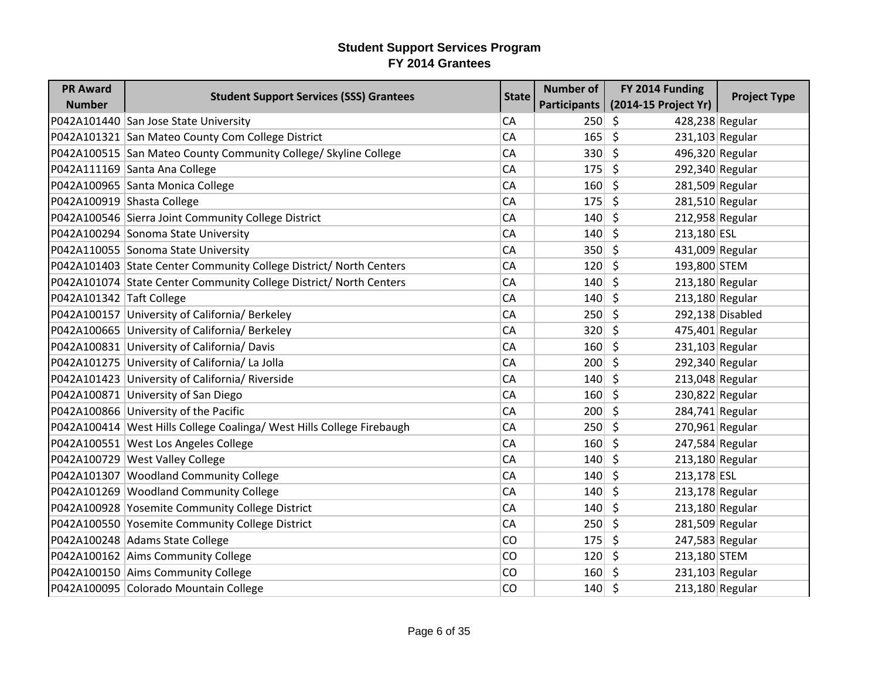# Student Support Services Program
## FY 2014 Grantees

| PR Award Number | Student Support Services (SSS) Grantees | State | Number of Participants | FY 2014 Funding (2014-15 Project Yr) | Project Type |
|---|---|---|---|---|---|
| P042A101440 | San Jose State University | CA | 250 | $ 428,238 | Regular |
| P042A101321 | San Mateo County Com College District | CA | 165 | $ 231,103 | Regular |
| P042A100515 | San Mateo County Community College/ Skyline College | CA | 330 | $ 496,320 | Regular |
| P042A111169 | Santa Ana College | CA | 175 | $ 292,340 | Regular |
| P042A100965 | Santa Monica College | CA | 160 | $ 281,509 | Regular |
| P042A100919 | Shasta College | CA | 175 | $ 281,510 | Regular |
| P042A100546 | Sierra Joint Community College District | CA | 140 | $ 212,958 | Regular |
| P042A100294 | Sonoma State University | CA | 140 | $ 213,180 | ESL |
| P042A110055 | Sonoma State University | CA | 350 | $ 431,009 | Regular |
| P042A101403 | State Center Community College District/ North Centers | CA | 120 | $ 193,800 | STEM |
| P042A101074 | State Center Community College District/ North Centers | CA | 140 | $ 213,180 | Regular |
| P042A101342 | Taft College | CA | 140 | $ 213,180 | Regular |
| P042A100157 | University of California/ Berkeley | CA | 250 | $ 292,138 | Disabled |
| P042A100665 | University of California/ Berkeley | CA | 320 | $ 475,401 | Regular |
| P042A100831 | University of California/ Davis | CA | 160 | $ 231,103 | Regular |
| P042A101275 | University of California/ La Jolla | CA | 200 | $ 292,340 | Regular |
| P042A101423 | University of California/ Riverside | CA | 140 | $ 213,048 | Regular |
| P042A100871 | University of San Diego | CA | 160 | $ 230,822 | Regular |
| P042A100866 | University of the Pacific | CA | 200 | $ 284,741 | Regular |
| P042A100414 | West Hills College Coalinga/ West Hills College Firebaugh | CA | 250 | $ 270,961 | Regular |
| P042A100551 | West Los Angeles College | CA | 160 | $ 247,584 | Regular |
| P042A100729 | West Valley College | CA | 140 | $ 213,180 | Regular |
| P042A101307 | Woodland Community College | CA | 140 | $ 213,178 | ESL |
| P042A101269 | Woodland Community College | CA | 140 | $ 213,178 | Regular |
| P042A100928 | Yosemite Community College District | CA | 140 | $ 213,180 | Regular |
| P042A100550 | Yosemite Community College District | CA | 250 | $ 281,509 | Regular |
| P042A100248 | Adams State College | CO | 175 | $ 247,583 | Regular |
| P042A100162 | Aims Community College | CO | 120 | $ 213,180 | STEM |
| P042A100150 | Aims Community College | CO | 160 | $ 231,103 | Regular |
| P042A100095 | Colorado Mountain College | CO | 140 | $ 213,180 | Regular |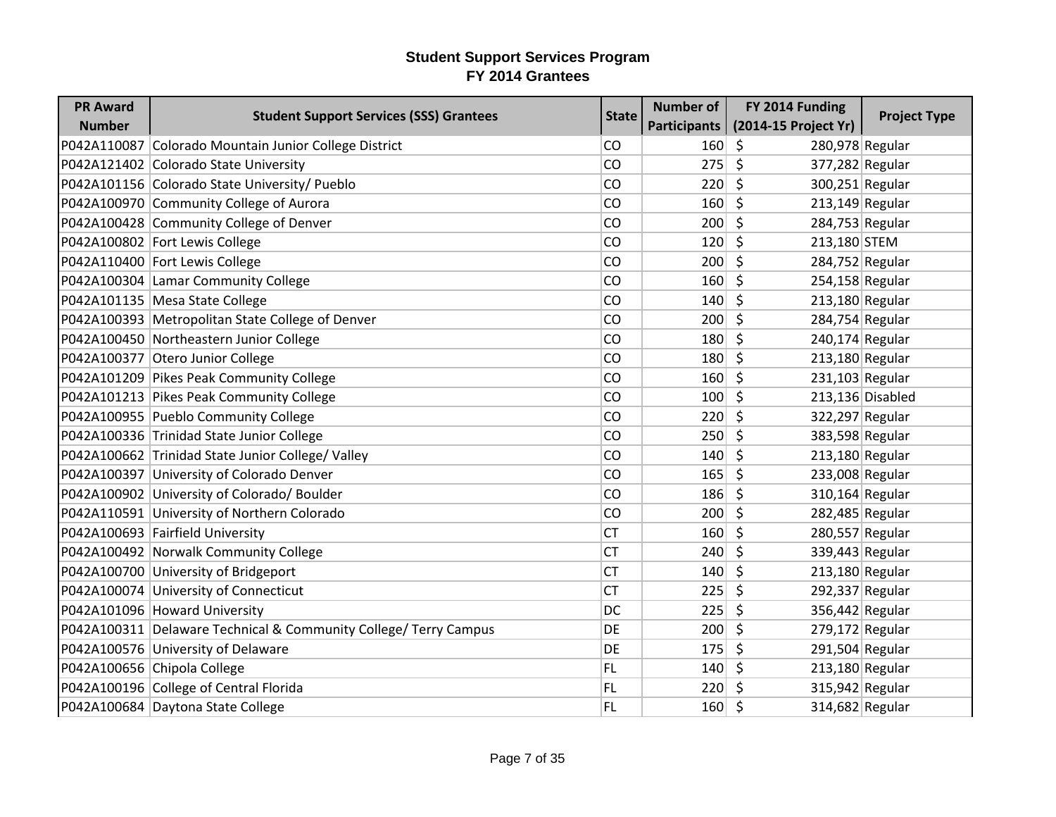# Student Support Services Program
## FY 2014 Grantees

| PR Award Number | Student Support Services (SSS) Grantees | State | Number of Participants | FY 2014 Funding (2014-15 Project Yr) | Project Type |
|---|---|---|---|---|---|
| P042A110087 | Colorado Mountain Junior College District | CO | 160 | $ 280,978 | Regular |
| P042A121402 | Colorado State University | CO | 275 | $ 377,282 | Regular |
| P042A101156 | Colorado State University/ Pueblo | CO | 220 | $ 300,251 | Regular |
| P042A100970 | Community College of Aurora | CO | 160 | $ 213,149 | Regular |
| P042A100428 | Community College of Denver | CO | 200 | $ 284,753 | Regular |
| P042A100802 | Fort Lewis College | CO | 120 | $ 213,180 | STEM |
| P042A110400 | Fort Lewis College | CO | 200 | $ 284,752 | Regular |
| P042A100304 | Lamar Community College | CO | 160 | $ 254,158 | Regular |
| P042A101135 | Mesa State College | CO | 140 | $ 213,180 | Regular |
| P042A100393 | Metropolitan State College of Denver | CO | 200 | $ 284,754 | Regular |
| P042A100450 | Northeastern Junior College | CO | 180 | $ 240,174 | Regular |
| P042A100377 | Otero Junior College | CO | 180 | $ 213,180 | Regular |
| P042A101209 | Pikes Peak Community College | CO | 160 | $ 231,103 | Regular |
| P042A101213 | Pikes Peak Community College | CO | 100 | $ 213,136 | Disabled |
| P042A100955 | Pueblo Community College | CO | 220 | $ 322,297 | Regular |
| P042A100336 | Trinidad State Junior College | CO | 250 | $ 383,598 | Regular |
| P042A100662 | Trinidad State Junior College/ Valley | CO | 140 | $ 213,180 | Regular |
| P042A100397 | University of Colorado Denver | CO | 165 | $ 233,008 | Regular |
| P042A100902 | University of Colorado/ Boulder | CO | 186 | $ 310,164 | Regular |
| P042A110591 | University of Northern Colorado | CO | 200 | $ 282,485 | Regular |
| P042A100693 | Fairfield University | CT | 160 | $ 280,557 | Regular |
| P042A100492 | Norwalk Community College | CT | 240 | $ 339,443 | Regular |
| P042A100700 | University of Bridgeport | CT | 140 | $ 213,180 | Regular |
| P042A100074 | University of Connecticut | CT | 225 | $ 292,337 | Regular |
| P042A101096 | Howard University | DC | 225 | $ 356,442 | Regular |
| P042A100311 | Delaware Technical & Community College/ Terry Campus | DE | 200 | $ 279,172 | Regular |
| P042A100576 | University of Delaware | DE | 175 | $ 291,504 | Regular |
| P042A100656 | Chipola College | FL | 140 | $ 213,180 | Regular |
| P042A100196 | College of Central Florida | FL | 220 | $ 315,942 | Regular |
| P042A100684 | Daytona State College | FL | 160 | $ 314,682 | Regular |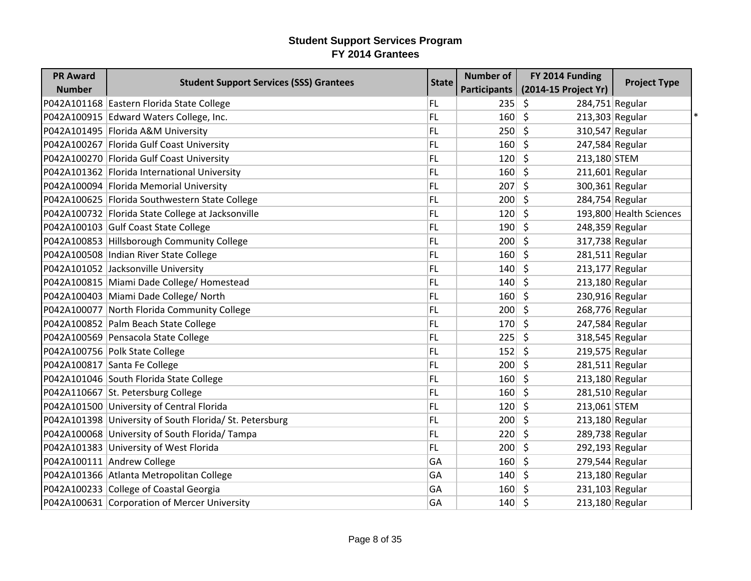# Student Support Services Program
## FY 2014 Grantees

| PR Award Number | Student Support Services (SSS) Grantees | State | Number of Participants | FY 2014 Funding (2014-15 Project Yr) | Project Type |
|---|---|---|---|---|---|
| P042A101168 | Eastern Florida State College | FL | 235 | $ 284,751 | Regular |
| P042A100915 | Edward Waters College, Inc. | FL | 160 | $ 213,303 | Regular * |
| P042A101495 | Florida A&M University | FL | 250 | $ 310,547 | Regular |
| P042A100267 | Florida Gulf Coast University | FL | 160 | $ 247,584 | Regular |
| P042A100270 | Florida Gulf Coast University | FL | 120 | $ 213,180 | STEM |
| P042A101362 | Florida International University | FL | 160 | $ 211,601 | Regular |
| P042A100094 | Florida Memorial University | FL | 207 | $ 300,361 | Regular |
| P042A100625 | Florida Southwestern State College | FL | 200 | $ 284,754 | Regular |
| P042A100732 | Florida State College at Jacksonville | FL | 120 | $ 193,800 | Health Sciences |
| P042A100103 | Gulf Coast State College | FL | 190 | $ 248,359 | Regular |
| P042A100853 | Hillsborough Community College | FL | 200 | $ 317,738 | Regular |
| P042A100508 | Indian River State College | FL | 160 | $ 281,511 | Regular |
| P042A101052 | Jacksonville University | FL | 140 | $ 213,177 | Regular |
| P042A100815 | Miami Dade College/ Homestead | FL | 140 | $ 213,180 | Regular |
| P042A100403 | Miami Dade College/ North | FL | 160 | $ 230,916 | Regular |
| P042A100077 | North Florida Community College | FL | 200 | $ 268,776 | Regular |
| P042A100852 | Palm Beach State College | FL | 170 | $ 247,584 | Regular |
| P042A100569 | Pensacola State College | FL | 225 | $ 318,545 | Regular |
| P042A100756 | Polk State College | FL | 152 | $ 219,575 | Regular |
| P042A100817 | Santa Fe College | FL | 200 | $ 281,511 | Regular |
| P042A101046 | South Florida State College | FL | 160 | $ 213,180 | Regular |
| P042A110667 | St. Petersburg College | FL | 160 | $ 281,510 | Regular |
| P042A101500 | University of Central Florida | FL | 120 | $ 213,061 | STEM |
| P042A101398 | University of South Florida/ St. Petersburg | FL | 200 | $ 213,180 | Regular |
| P042A100068 | University of South Florida/ Tampa | FL | 220 | $ 289,738 | Regular |
| P042A101383 | University of West Florida | FL | 200 | $ 292,193 | Regular |
| P042A100111 | Andrew College | GA | 160 | $ 279,544 | Regular |
| P042A101366 | Atlanta Metropolitan College | GA | 140 | $ 213,180 | Regular |
| P042A100233 | College of Coastal Georgia | GA | 160 | $ 231,103 | Regular |
| P042A100631 | Corporation of Mercer University | GA | 140 | $ 213,180 | Regular |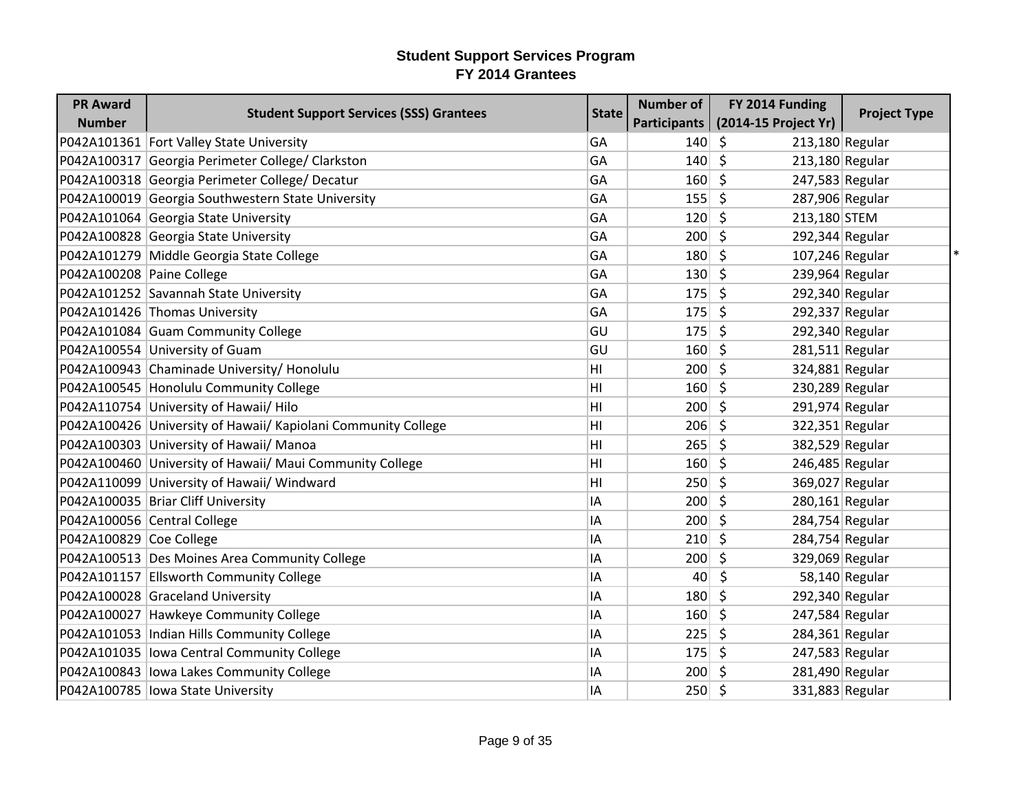## Student Support Services Program
## FY 2014 Grantees

| PR Award Number | Student Support Services (SSS) Grantees | State | Number of Participants | FY 2014 Funding (2014-15 Project Yr) | Project Type |
|---|---|---|---|---|---|
| P042A101361 | Fort Valley State University | GA | 140 | $ 213,180 | Regular |
| P042A100317 | Georgia Perimeter College/ Clarkston | GA | 140 | $ 213,180 | Regular |
| P042A100318 | Georgia Perimeter College/ Decatur | GA | 160 | $ 247,583 | Regular |
| P042A100019 | Georgia Southwestern State University | GA | 155 | $ 287,906 | Regular |
| P042A101064 | Georgia State University | GA | 120 | $ 213,180 | STEM |
| P042A100828 | Georgia State University | GA | 200 | $ 292,344 | Regular |
| P042A101279 | Middle Georgia State College | GA | 180 | $ 107,246 | Regular * |
| P042A100208 | Paine College | GA | 130 | $ 239,964 | Regular |
| P042A101252 | Savannah State University | GA | 175 | $ 292,340 | Regular |
| P042A101426 | Thomas University | GA | 175 | $ 292,337 | Regular |
| P042A101084 | Guam Community College | GU | 175 | $ 292,340 | Regular |
| P042A100554 | University of Guam | GU | 160 | $ 281,511 | Regular |
| P042A100943 | Chaminade University/ Honolulu | HI | 200 | $ 324,881 | Regular |
| P042A100545 | Honolulu Community College | HI | 160 | $ 230,289 | Regular |
| P042A110754 | University of Hawaii/ Hilo | HI | 200 | $ 291,974 | Regular |
| P042A100426 | University of Hawaii/ Kapiolani Community College | HI | 206 | $ 322,351 | Regular |
| P042A100303 | University of Hawaii/ Manoa | HI | 265 | $ 382,529 | Regular |
| P042A100460 | University of Hawaii/ Maui Community College | HI | 160 | $ 246,485 | Regular |
| P042A110099 | University of Hawaii/ Windward | HI | 250 | $ 369,027 | Regular |
| P042A100035 | Briar Cliff University | IA | 200 | $ 280,161 | Regular |
| P042A100056 | Central College | IA | 200 | $ 284,754 | Regular |
| P042A100829 | Coe College | IA | 210 | $ 284,754 | Regular |
| P042A100513 | Des Moines Area Community College | IA | 200 | $ 329,069 | Regular |
| P042A101157 | Ellsworth Community College | IA | 40 | $ 58,140 | Regular |
| P042A100028 | Graceland University | IA | 180 | $ 292,340 | Regular |
| P042A100027 | Hawkeye Community College | IA | 160 | $ 247,584 | Regular |
| P042A101053 | Indian Hills Community College | IA | 225 | $ 284,361 | Regular |
| P042A101035 | Iowa Central Community College | IA | 175 | $ 247,583 | Regular |
| P042A100843 | Iowa Lakes Community College | IA | 200 | $ 281,490 | Regular |
| P042A100785 | Iowa State University | IA | 250 | $ 331,883 | Regular |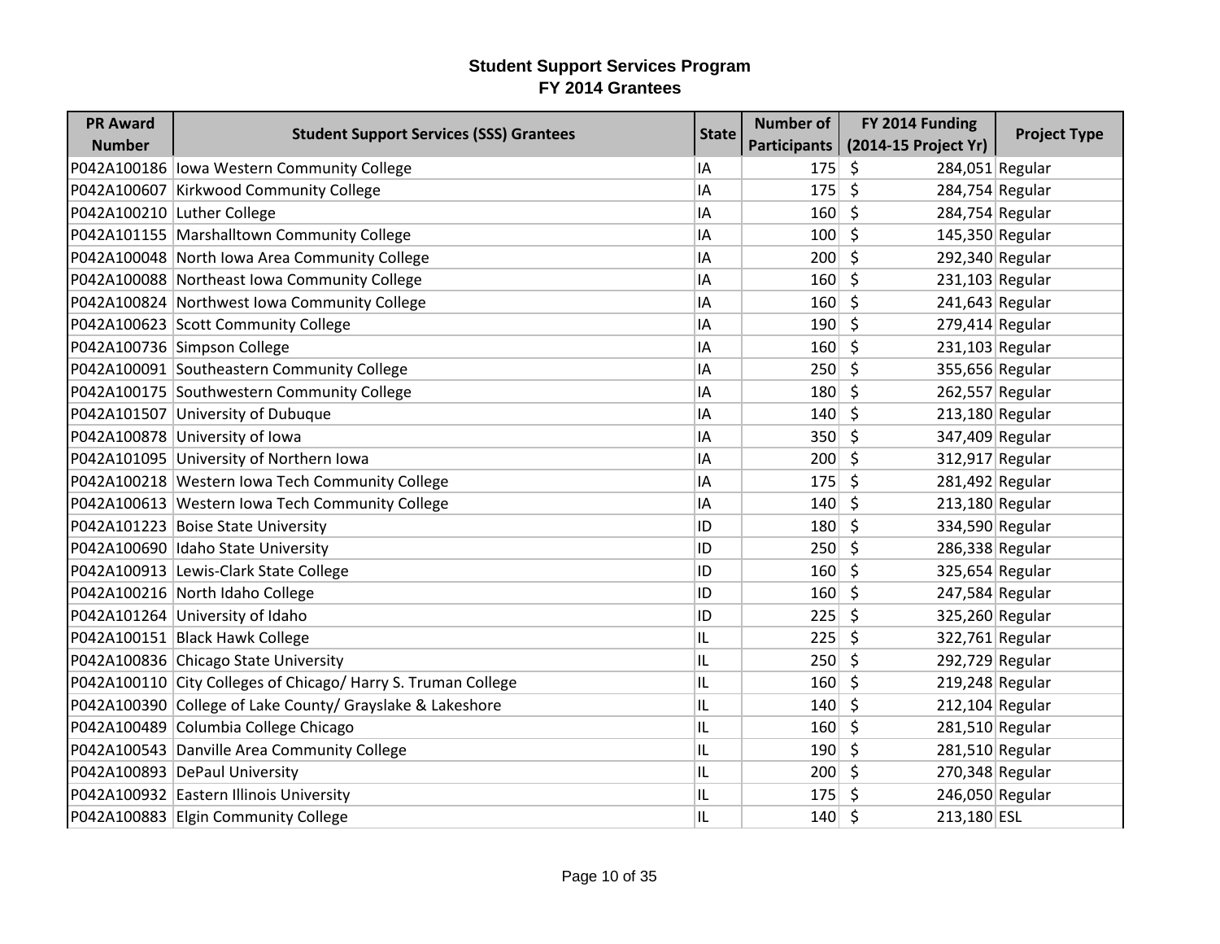# Student Support Services Program
## FY 2014 Grantees

| PR Award Number | Student Support Services (SSS) Grantees | State | Number of Participants | FY 2014 Funding (2014-15 Project Yr) | Project Type |
|---|---|---|---|---|---|
| P042A100186 | Iowa Western Community College | IA | 175 | $ 284,051 | Regular |
| P042A100607 | Kirkwood Community College | IA | 175 | $ 284,754 | Regular |
| P042A100210 | Luther College | IA | 160 | $ 284,754 | Regular |
| P042A101155 | Marshalltown Community College | IA | 100 | $ 145,350 | Regular |
| P042A100048 | North Iowa Area Community College | IA | 200 | $ 292,340 | Regular |
| P042A100088 | Northeast Iowa Community College | IA | 160 | $ 231,103 | Regular |
| P042A100824 | Northwest Iowa Community College | IA | 160 | $ 241,643 | Regular |
| P042A100623 | Scott Community College | IA | 190 | $ 279,414 | Regular |
| P042A100736 | Simpson College | IA | 160 | $ 231,103 | Regular |
| P042A100091 | Southeastern Community College | IA | 250 | $ 355,656 | Regular |
| P042A100175 | Southwestern Community College | IA | 180 | $ 262,557 | Regular |
| P042A101507 | University of Dubuque | IA | 140 | $ 213,180 | Regular |
| P042A100878 | University of Iowa | IA | 350 | $ 347,409 | Regular |
| P042A101095 | University of Northern Iowa | IA | 200 | $ 312,917 | Regular |
| P042A100218 | Western Iowa Tech Community College | IA | 175 | $ 281,492 | Regular |
| P042A100613 | Western Iowa Tech Community College | IA | 140 | $ 213,180 | Regular |
| P042A101223 | Boise State University | ID | 180 | $ 334,590 | Regular |
| P042A100690 | Idaho State University | ID | 250 | $ 286,338 | Regular |
| P042A100913 | Lewis-Clark State College | ID | 160 | $ 325,654 | Regular |
| P042A100216 | North Idaho College | ID | 160 | $ 247,584 | Regular |
| P042A101264 | University of Idaho | ID | 225 | $ 325,260 | Regular |
| P042A100151 | Black Hawk College | IL | 225 | $ 322,761 | Regular |
| P042A100836 | Chicago State University | IL | 250 | $ 292,729 | Regular |
| P042A100110 | City Colleges of Chicago/ Harry S. Truman College | IL | 160 | $ 219,248 | Regular |
| P042A100390 | College of Lake County/ Grayslake & Lakeshore | IL | 140 | $ 212,104 | Regular |
| P042A100489 | Columbia College Chicago | IL | 160 | $ 281,510 | Regular |
| P042A100543 | Danville Area Community College | IL | 190 | $ 281,510 | Regular |
| P042A100893 | DePaul University | IL | 200 | $ 270,348 | Regular |
| P042A100932 | Eastern Illinois University | IL | 175 | $ 246,050 | Regular |
| P042A100883 | Elgin Community College | IL | 140 | $ 213,180 | ESL |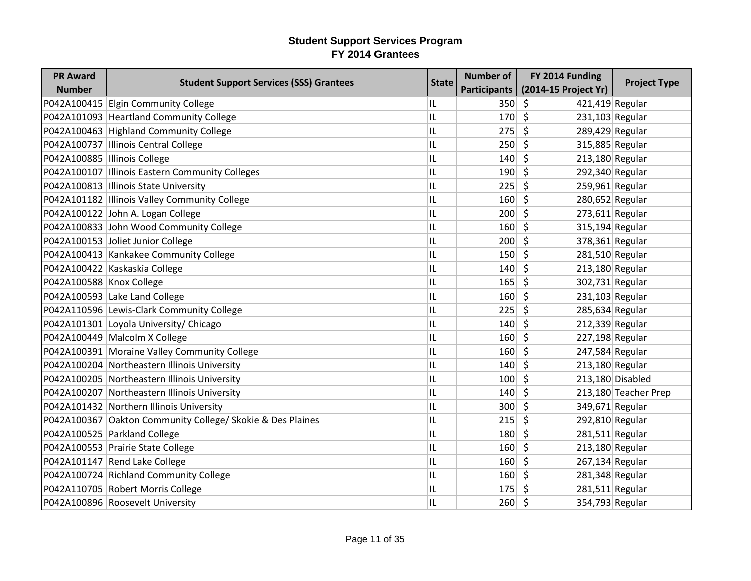# Student Support Services Program
## FY 2014 Grantees

| PR Award Number | Student Support Services (SSS) Grantees | State | Number of Participants | FY 2014 Funding (2014-15 Project Yr) | Project Type |
|---|---|---|---|---|---|
| P042A100415 | Elgin Community College | IL | 350 | $ 421,419 | Regular |
| P042A101093 | Heartland Community College | IL | 170 | $ 231,103 | Regular |
| P042A100463 | Highland Community College | IL | 275 | $ 289,429 | Regular |
| P042A100737 | Illinois Central College | IL | 250 | $ 315,885 | Regular |
| P042A100885 | Illinois College | IL | 140 | $ 213,180 | Regular |
| P042A100107 | Illinois Eastern Community Colleges | IL | 190 | $ 292,340 | Regular |
| P042A100813 | Illinois State University | IL | 225 | $ 259,961 | Regular |
| P042A101182 | Illinois Valley Community College | IL | 160 | $ 280,652 | Regular |
| P042A100122 | John A. Logan College | IL | 200 | $ 273,611 | Regular |
| P042A100833 | John Wood Community College | IL | 160 | $ 315,194 | Regular |
| P042A100153 | Joliet Junior College | IL | 200 | $ 378,361 | Regular |
| P042A100413 | Kankakee Community College | IL | 150 | $ 281,510 | Regular |
| P042A100422 | Kaskaskia College | IL | 140 | $ 213,180 | Regular |
| P042A100588 | Knox College | IL | 165 | $ 302,731 | Regular |
| P042A100593 | Lake Land College | IL | 160 | $ 231,103 | Regular |
| P042A110596 | Lewis-Clark Community College | IL | 225 | $ 285,634 | Regular |
| P042A101301 | Loyola University/ Chicago | IL | 140 | $ 212,339 | Regular |
| P042A100449 | Malcolm X College | IL | 160 | $ 227,198 | Regular |
| P042A100391 | Moraine Valley Community College | IL | 160 | $ 247,584 | Regular |
| P042A100204 | Northeastern Illinois University | IL | 140 | $ 213,180 | Regular |
| P042A100205 | Northeastern Illinois University | IL | 100 | $ 213,180 | Disabled |
| P042A100207 | Northeastern Illinois University | IL | 140 | $ 213,180 | Teacher Prep |
| P042A101432 | Northern Illinois University | IL | 300 | $ 349,671 | Regular |
| P042A100367 | Oakton Community College/ Skokie & Des Plaines | IL | 215 | $ 292,810 | Regular |
| P042A100525 | Parkland College | IL | 180 | $ 281,511 | Regular |
| P042A100553 | Prairie State College | IL | 160 | $ 213,180 | Regular |
| P042A101147 | Rend Lake College | IL | 160 | $ 267,134 | Regular |
| P042A100724 | Richland Community College | IL | 160 | $ 281,348 | Regular |
| P042A110705 | Robert Morris College | IL | 175 | $ 281,511 | Regular |
| P042A100896 | Roosevelt University | IL | 260 | $ 354,793 | Regular |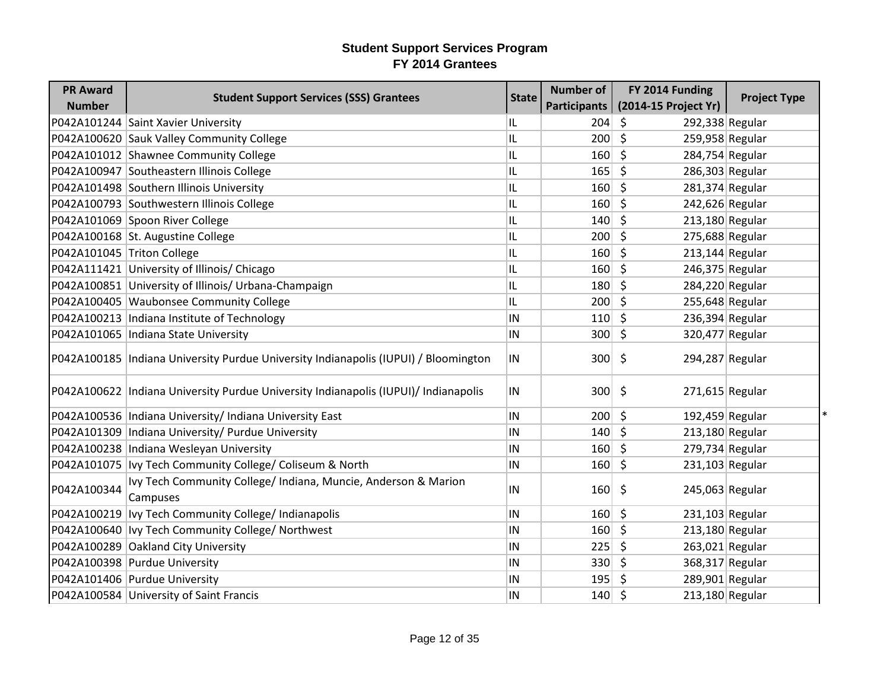## Student Support Services Program
## FY 2014 Grantees

| PR Award Number | Student Support Services (SSS) Grantees | State | Number of Participants | FY 2014 Funding (2014-15 Project Yr) | Project Type |
|---|---|---|---|---|---|
| P042A101244 | Saint Xavier University | IL | 204 | $ 292,338 | Regular |
| P042A100620 | Sauk Valley Community College | IL | 200 | $ 259,958 | Regular |
| P042A101012 | Shawnee Community College | IL | 160 | $ 284,754 | Regular |
| P042A100947 | Southeastern Illinois College | IL | 165 | $ 286,303 | Regular |
| P042A101498 | Southern Illinois University | IL | 160 | $ 281,374 | Regular |
| P042A100793 | Southwestern Illinois College | IL | 160 | $ 242,626 | Regular |
| P042A101069 | Spoon River College | IL | 140 | $ 213,180 | Regular |
| P042A100168 | St. Augustine College | IL | 200 | $ 275,688 | Regular |
| P042A101045 | Triton College | IL | 160 | $ 213,144 | Regular |
| P042A111421 | University of Illinois/ Chicago | IL | 160 | $ 246,375 | Regular |
| P042A100851 | University of Illinois/ Urbana-Champaign | IL | 180 | $ 284,220 | Regular |
| P042A100405 | Waubonsee Community College | IL | 200 | $ 255,648 | Regular |
| P042A100213 | Indiana Institute of Technology | IN | 110 | $ 236,394 | Regular |
| P042A101065 | Indiana State University | IN | 300 | $ 320,477 | Regular |
| P042A100185 | Indiana University Purdue University Indianapolis (IUPUI) / Bloomington | IN | 300 | $ 294,287 | Regular |
| P042A100622 | Indiana University Purdue University Indianapolis (IUPUI)/ Indianapolis | IN | 300 | $ 271,615 | Regular |
| P042A100536 | Indiana University/ Indiana University East | IN | 200 | $ 192,459 | Regular * |
| P042A101309 | Indiana University/ Purdue University | IN | 140 | $ 213,180 | Regular |
| P042A100238 | Indiana Wesleyan University | IN | 160 | $ 279,734 | Regular |
| P042A101075 | Ivy Tech Community College/ Coliseum & North | IN | 160 | $ 231,103 | Regular |
| P042A100344 | Ivy Tech Community College/ Indiana, Muncie, Anderson & Marion Campuses | IN | 160 | $ 245,063 | Regular |
| P042A100219 | Ivy Tech Community College/ Indianapolis | IN | 160 | $ 231,103 | Regular |
| P042A100640 | Ivy Tech Community College/ Northwest | IN | 160 | $ 213,180 | Regular |
| P042A100289 | Oakland City University | IN | 225 | $ 263,021 | Regular |
| P042A100398 | Purdue University | IN | 330 | $ 368,317 | Regular |
| P042A101406 | Purdue University | IN | 195 | $ 289,901 | Regular |
| P042A100584 | University of Saint Francis | IN | 140 | $ 213,180 | Regular |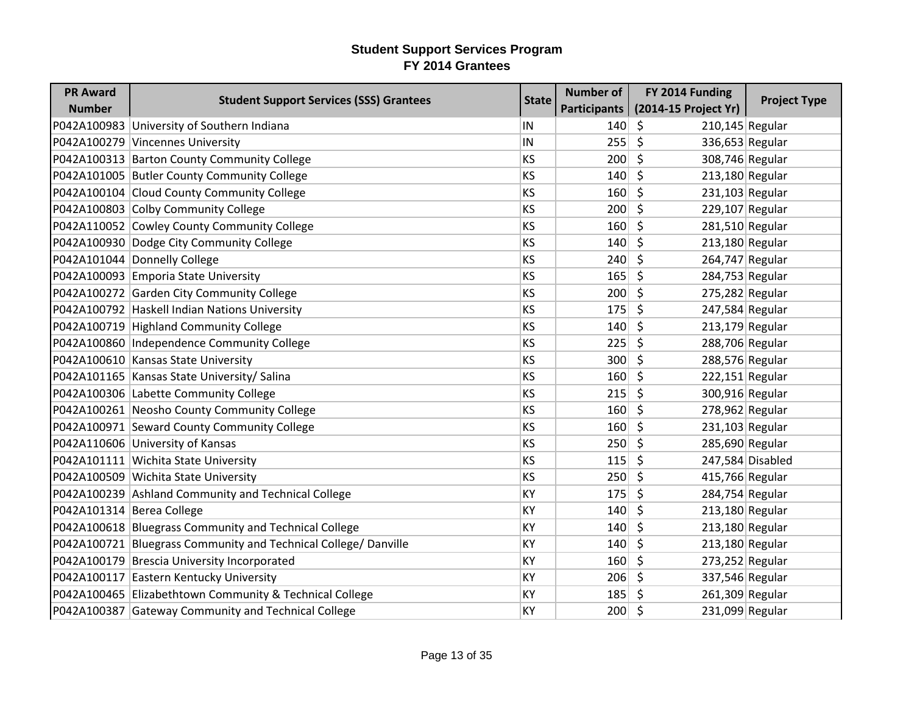**Student Support Services Program**
**FY 2014 Grantees**

| PR Award Number | Student Support Services (SSS) Grantees | State | Number of Participants | FY 2014 Funding (2014-15 Project Yr) | Project Type |
|---|---|---|---|---|---|
| P042A100983 | University of Southern Indiana | IN | 140 | $ 210,145 | Regular |
| P042A100279 | Vincennes University | IN | 255 | $ 336,653 | Regular |
| P042A100313 | Barton County Community College | KS | 200 | $ 308,746 | Regular |
| P042A101005 | Butler County Community College | KS | 140 | $ 213,180 | Regular |
| P042A100104 | Cloud County Community College | KS | 160 | $ 231,103 | Regular |
| P042A100803 | Colby Community College | KS | 200 | $ 229,107 | Regular |
| P042A110052 | Cowley County Community College | KS | 160 | $ 281,510 | Regular |
| P042A100930 | Dodge City Community College | KS | 140 | $ 213,180 | Regular |
| P042A101044 | Donnelly College | KS | 240 | $ 264,747 | Regular |
| P042A100093 | Emporia State University | KS | 165 | $ 284,753 | Regular |
| P042A100272 | Garden City Community College | KS | 200 | $ 275,282 | Regular |
| P042A100792 | Haskell Indian Nations University | KS | 175 | $ 247,584 | Regular |
| P042A100719 | Highland Community College | KS | 140 | $ 213,179 | Regular |
| P042A100860 | Independence Community College | KS | 225 | $ 288,706 | Regular |
| P042A100610 | Kansas State University | KS | 300 | $ 288,576 | Regular |
| P042A101165 | Kansas State University/ Salina | KS | 160 | $ 222,151 | Regular |
| P042A100306 | Labette Community College | KS | 215 | $ 300,916 | Regular |
| P042A100261 | Neosho County Community College | KS | 160 | $ 278,962 | Regular |
| P042A100971 | Seward County Community College | KS | 160 | $ 231,103 | Regular |
| P042A110606 | University of Kansas | KS | 250 | $ 285,690 | Regular |
| P042A101111 | Wichita State University | KS | 115 | $ 247,584 | Disabled |
| P042A100509 | Wichita State University | KS | 250 | $ 415,766 | Regular |
| P042A100239 | Ashland Community and Technical College | KY | 175 | $ 284,754 | Regular |
| P042A101314 | Berea College | KY | 140 | $ 213,180 | Regular |
| P042A100618 | Bluegrass Community and Technical College | KY | 140 | $ 213,180 | Regular |
| P042A100721 | Bluegrass Community and Technical College/ Danville | KY | 140 | $ 213,180 | Regular |
| P042A100179 | Brescia University Incorporated | KY | 160 | $ 273,252 | Regular |
| P042A100117 | Eastern Kentucky University | KY | 206 | $ 337,546 | Regular |
| P042A100465 | Elizabethtown Community & Technical College | KY | 185 | $ 261,309 | Regular |
| P042A100387 | Gateway Community and Technical College | KY | 200 | $ 231,099 | Regular |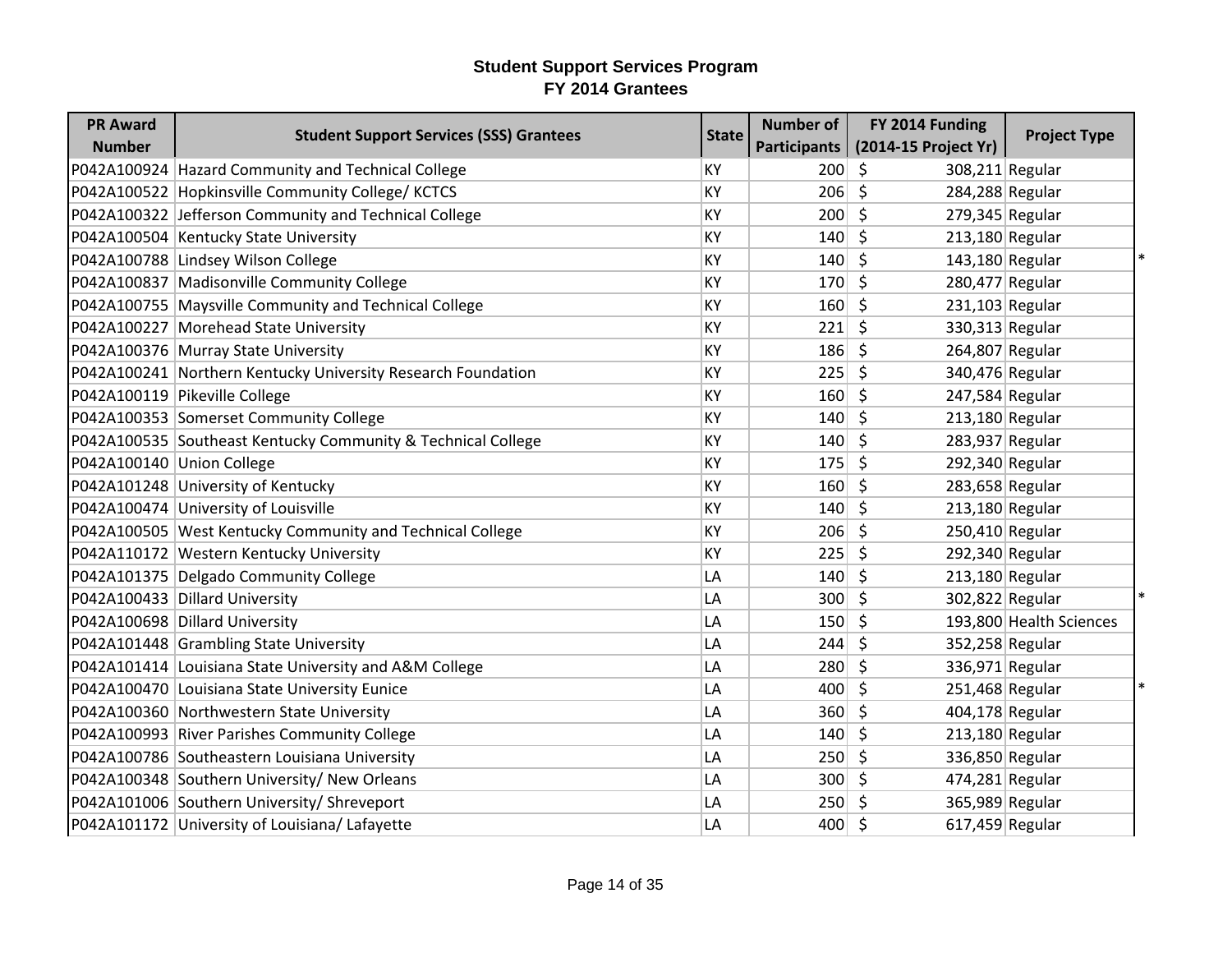# Student Support Services Program
## FY 2014 Grantees

| PR Award Number | Student Support Services (SSS) Grantees | State | Number of Participants | FY 2014 Funding (2014-15 Project Yr) | Project Type | |
|---|---|---|---|---|---|---|
| P042A100924 | Hazard Community and Technical College | KY | 200 | $ 308,211 | Regular | |
| P042A100522 | Hopkinsville Community College/ KCTCS | KY | 206 | $ 284,288 | Regular | |
| P042A100322 | Jefferson Community and Technical College | KY | 200 | $ 279,345 | Regular | |
| P042A100504 | Kentucky State University | KY | 140 | $ 213,180 | Regular | |
| P042A100788 | Lindsey Wilson College | KY | 140 | $ 143,180 | Regular | * |
| P042A100837 | Madisonville Community College | KY | 170 | $ 280,477 | Regular | |
| P042A100755 | Maysville Community and Technical College | KY | 160 | $ 231,103 | Regular | |
| P042A100227 | Morehead State University | KY | 221 | $ 330,313 | Regular | |
| P042A100376 | Murray State University | KY | 186 | $ 264,807 | Regular | |
| P042A100241 | Northern Kentucky University Research Foundation | KY | 225 | $ 340,476 | Regular | |
| P042A100119 | Pikeville College | KY | 160 | $ 247,584 | Regular | |
| P042A100353 | Somerset Community College | KY | 140 | $ 213,180 | Regular | |
| P042A100535 | Southeast Kentucky Community & Technical College | KY | 140 | $ 283,937 | Regular | |
| P042A100140 | Union College | KY | 175 | $ 292,340 | Regular | |
| P042A101248 | University of Kentucky | KY | 160 | $ 283,658 | Regular | |
| P042A100474 | University of Louisville | KY | 140 | $ 213,180 | Regular | |
| P042A100505 | West Kentucky Community and Technical College | KY | 206 | $ 250,410 | Regular | |
| P042A110172 | Western Kentucky University | KY | 225 | $ 292,340 | Regular | |
| P042A101375 | Delgado Community College | LA | 140 | $ 213,180 | Regular | |
| P042A100433 | Dillard University | LA | 300 | $ 302,822 | Regular | * |
| P042A100698 | Dillard University | LA | 150 | $ 193,800 | Health Sciences | |
| P042A101448 | Grambling State University | LA | 244 | $ 352,258 | Regular | |
| P042A101414 | Louisiana State University and A&M College | LA | 280 | $ 336,971 | Regular | |
| P042A100470 | Louisiana State University Eunice | LA | 400 | $ 251,468 | Regular | * |
| P042A100360 | Northwestern State University | LA | 360 | $ 404,178 | Regular | |
| P042A100993 | River Parishes Community College | LA | 140 | $ 213,180 | Regular | |
| P042A100786 | Southeastern Louisiana University | LA | 250 | $ 336,850 | Regular | |
| P042A100348 | Southern University/ New Orleans | LA | 300 | $ 474,281 | Regular | |
| P042A101006 | Southern University/ Shreveport | LA | 250 | $ 365,989 | Regular | |
| P042A101172 | University of Louisiana/ Lafayette | LA | 400 | $ 617,459 | Regular | |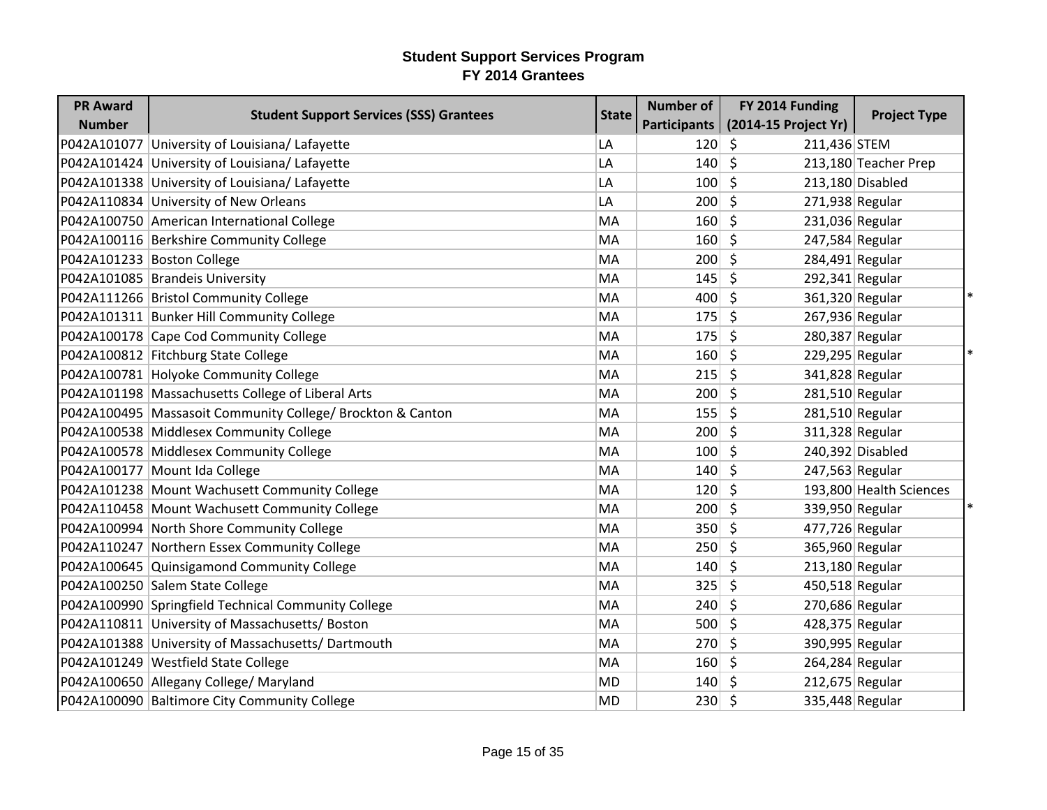# Student Support Services Program
## FY 2014 Grantees

| PR Award Number | Student Support Services (SSS) Grantees | State | Number of Participants | FY 2014 Funding (2014-15 Project Yr) | Project Type | |
|---|---|---|---|---|---|---|
| P042A101077 | University of Louisiana/ Lafayette | LA | 120 | $ 211,436 | STEM | |
| P042A101424 | University of Louisiana/ Lafayette | LA | 140 | $ 213,180 | Teacher Prep | |
| P042A101338 | University of Louisiana/ Lafayette | LA | 100 | $ 213,180 | Disabled | |
| P042A110834 | University of New Orleans | LA | 200 | $ 271,938 | Regular | |
| P042A100750 | American International College | MA | 160 | $ 231,036 | Regular | |
| P042A100116 | Berkshire Community College | MA | 160 | $ 247,584 | Regular | |
| P042A101233 | Boston College | MA | 200 | $ 284,491 | Regular | |
| P042A101085 | Brandeis University | MA | 145 | $ 292,341 | Regular | |
| P042A111266 | Bristol Community College | MA | 400 | $ 361,320 | Regular | * |
| P042A101311 | Bunker Hill Community College | MA | 175 | $ 267,936 | Regular | |
| P042A100178 | Cape Cod Community College | MA | 175 | $ 280,387 | Regular | |
| P042A100812 | Fitchburg State College | MA | 160 | $ 229,295 | Regular | * |
| P042A100781 | Holyoke Community College | MA | 215 | $ 341,828 | Regular | |
| P042A101198 | Massachusetts College of Liberal Arts | MA | 200 | $ 281,510 | Regular | |
| P042A100495 | Massasoit Community College/ Brockton & Canton | MA | 155 | $ 281,510 | Regular | |
| P042A100538 | Middlesex Community College | MA | 200 | $ 311,328 | Regular | |
| P042A100578 | Middlesex Community College | MA | 100 | $ 240,392 | Disabled | |
| P042A100177 | Mount Ida College | MA | 140 | $ 247,563 | Regular | |
| P042A101238 | Mount Wachusett Community College | MA | 120 | $ 193,800 | Health Sciences | |
| P042A110458 | Mount Wachusett Community College | MA | 200 | $ 339,950 | Regular | * |
| P042A100994 | North Shore Community College | MA | 350 | $ 477,726 | Regular | |
| P042A110247 | Northern Essex Community College | MA | 250 | $ 365,960 | Regular | |
| P042A100645 | Quinsigamond Community College | MA | 140 | $ 213,180 | Regular | |
| P042A100250 | Salem State College | MA | 325 | $ 450,518 | Regular | |
| P042A100990 | Springfield Technical Community College | MA | 240 | $ 270,686 | Regular | |
| P042A110811 | University of Massachusetts/ Boston | MA | 500 | $ 428,375 | Regular | |
| P042A101388 | University of Massachusetts/ Dartmouth | MA | 270 | $ 390,995 | Regular | |
| P042A101249 | Westfield State College | MA | 160 | $ 264,284 | Regular | |
| P042A100650 | Allegany College/ Maryland | MD | 140 | $ 212,675 | Regular | |
| P042A100090 | Baltimore City Community College | MD | 230 | $ 335,448 | Regular | |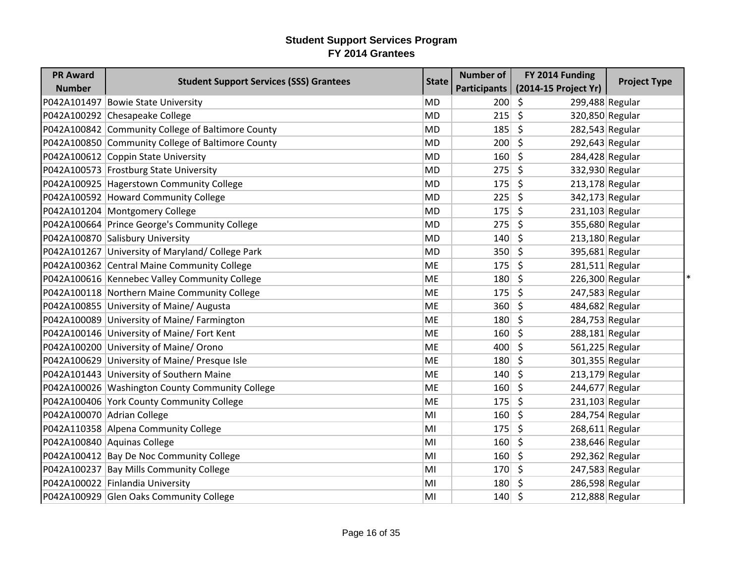## Student Support Services Program
## FY 2014 Grantees

| PR Award Number | Student Support Services (SSS) Grantees | State | Number of Participants | FY 2014 Funding (2014-15 Project Yr) | Project Type |
|---|---|---|---|---|---|
| P042A101497 | Bowie State University | MD | 200 | $ 299,488 | Regular |
| P042A100292 | Chesapeake College | MD | 215 | $ 320,850 | Regular |
| P042A100842 | Community College of Baltimore County | MD | 185 | $ 282,543 | Regular |
| P042A100850 | Community College of Baltimore County | MD | 200 | $ 292,643 | Regular |
| P042A100612 | Coppin State University | MD | 160 | $ 284,428 | Regular |
| P042A100573 | Frostburg State University | MD | 275 | $ 332,930 | Regular |
| P042A100925 | Hagerstown Community College | MD | 175 | $ 213,178 | Regular |
| P042A100592 | Howard Community College | MD | 225 | $ 342,173 | Regular |
| P042A101204 | Montgomery College | MD | 175 | $ 231,103 | Regular |
| P042A100664 | Prince George's Community College | MD | 275 | $ 355,680 | Regular |
| P042A100870 | Salisbury University | MD | 140 | $ 213,180 | Regular |
| P042A101267 | University of Maryland/ College Park | MD | 350 | $ 395,681 | Regular |
| P042A100362 | Central Maine Community College | ME | 175 | $ 281,511 | Regular |
| P042A100616 | Kennebec Valley Community College | ME | 180 | $ 226,300 | Regular * |
| P042A100118 | Northern Maine Community College | ME | 175 | $ 247,583 | Regular |
| P042A100855 | University of Maine/ Augusta | ME | 360 | $ 484,682 | Regular |
| P042A100089 | University of Maine/ Farmington | ME | 180 | $ 284,753 | Regular |
| P042A100146 | University of Maine/ Fort Kent | ME | 160 | $ 288,181 | Regular |
| P042A100200 | University of Maine/ Orono | ME | 400 | $ 561,225 | Regular |
| P042A100629 | University of Maine/ Presque Isle | ME | 180 | $ 301,355 | Regular |
| P042A101443 | University of Southern Maine | ME | 140 | $ 213,179 | Regular |
| P042A100026 | Washington County Community College | ME | 160 | $ 244,677 | Regular |
| P042A100406 | York County Community College | ME | 175 | $ 231,103 | Regular |
| P042A100070 | Adrian College | MI | 160 | $ 284,754 | Regular |
| P042A110358 | Alpena Community College | MI | 175 | $ 268,611 | Regular |
| P042A100840 | Aquinas College | MI | 160 | $ 238,646 | Regular |
| P042A100412 | Bay De Noc Community College | MI | 160 | $ 292,362 | Regular |
| P042A100237 | Bay Mills Community College | MI | 170 | $ 247,583 | Regular |
| P042A100022 | Finlandia University | MI | 180 | $ 286,598 | Regular |
| P042A100929 | Glen Oaks Community College | MI | 140 | $ 212,888 | Regular |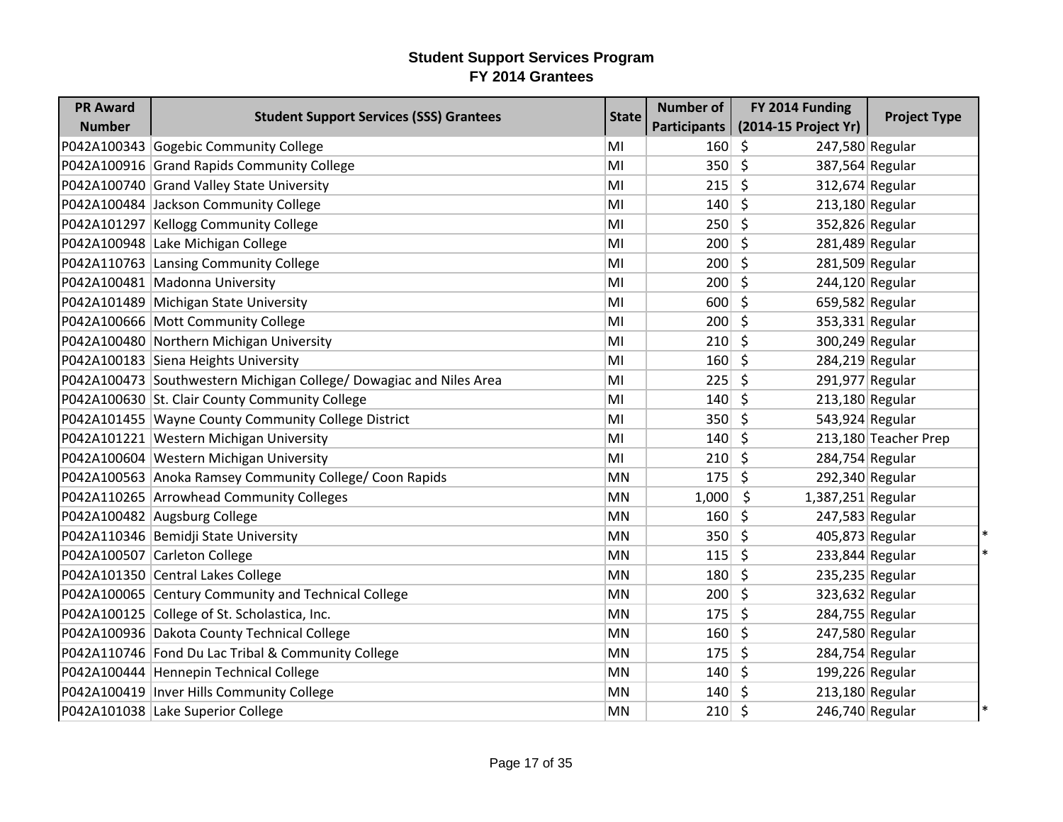# Student Support Services Program
## FY 2014 Grantees

| PR Award Number | Student Support Services (SSS) Grantees | State | Number of Participants | FY 2014 Funding (2014-15 Project Yr) | Project Type | |
|---|---|---|---|---|---|---|
| P042A100343 | Gogebic Community College | MI | 160 | $ 247,580 | Regular | |
| P042A100916 | Grand Rapids Community College | MI | 350 | $ 387,564 | Regular | |
| P042A100740 | Grand Valley State University | MI | 215 | $ 312,674 | Regular | |
| P042A100484 | Jackson Community College | MI | 140 | $ 213,180 | Regular | |
| P042A101297 | Kellogg Community College | MI | 250 | $ 352,826 | Regular | |
| P042A100948 | Lake Michigan College | MI | 200 | $ 281,489 | Regular | |
| P042A110763 | Lansing Community College | MI | 200 | $ 281,509 | Regular | |
| P042A100481 | Madonna University | MI | 200 | $ 244,120 | Regular | |
| P042A101489 | Michigan State University | MI | 600 | $ 659,582 | Regular | |
| P042A100666 | Mott Community College | MI | 200 | $ 353,331 | Regular | |
| P042A100480 | Northern Michigan University | MI | 210 | $ 300,249 | Regular | |
| P042A100183 | Siena Heights University | MI | 160 | $ 284,219 | Regular | |
| P042A100473 | Southwestern Michigan College/ Dowagiac and Niles Area | MI | 225 | $ 291,977 | Regular | |
| P042A100630 | St. Clair County Community College | MI | 140 | $ 213,180 | Regular | |
| P042A101455 | Wayne County Community College District | MI | 350 | $ 543,924 | Regular | |
| P042A101221 | Western Michigan University | MI | 140 | $ 213,180 | Teacher Prep | |
| P042A100604 | Western Michigan University | MI | 210 | $ 284,754 | Regular | |
| P042A100563 | Anoka Ramsey Community College/ Coon Rapids | MN | 175 | $ 292,340 | Regular | |
| P042A110265 | Arrowhead Community Colleges | MN | 1,000 | $ 1,387,251 | Regular | |
| P042A100482 | Augsburg College | MN | 160 | $ 247,583 | Regular | |
| P042A110346 | Bemidji State University | MN | 350 | $ 405,873 | Regular | * |
| P042A100507 | Carleton College | MN | 115 | $ 233,844 | Regular | * |
| P042A101350 | Central Lakes College | MN | 180 | $ 235,235 | Regular | |
| P042A100065 | Century Community and Technical College | MN | 200 | $ 323,632 | Regular | |
| P042A100125 | College of St. Scholastica, Inc. | MN | 175 | $ 284,755 | Regular | |
| P042A100936 | Dakota County Technical College | MN | 160 | $ 247,580 | Regular | |
| P042A110746 | Fond Du Lac Tribal & Community College | MN | 175 | $ 284,754 | Regular | |
| P042A100444 | Hennepin Technical College | MN | 140 | $ 199,226 | Regular | |
| P042A100419 | Inver Hills Community College | MN | 140 | $ 213,180 | Regular | |
| P042A101038 | Lake Superior College | MN | 210 | $ 246,740 | Regular | * |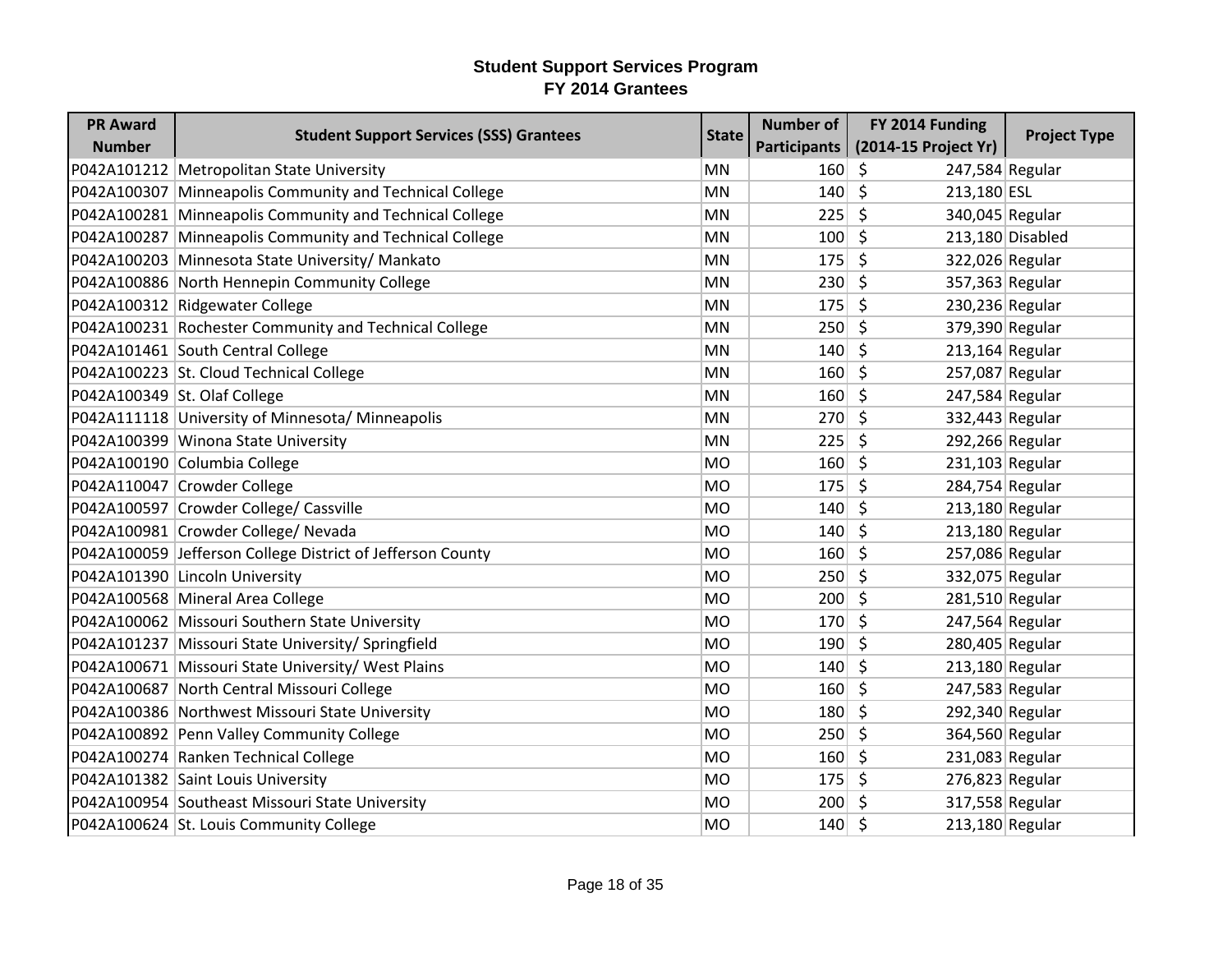**Student Support Services Program**
**FY 2014 Grantees**

| PR Award Number | Student Support Services (SSS) Grantees | State | Number of Participants | FY 2014 Funding (2014-15 Project Yr) | Project Type |
|---|---|---|---|---|---|
| P042A101212 | Metropolitan State University | MN | 160 | $ 247,584 | Regular |
| P042A100307 | Minneapolis Community and Technical College | MN | 140 | $ 213,180 | ESL |
| P042A100281 | Minneapolis Community and Technical College | MN | 225 | $ 340,045 | Regular |
| P042A100287 | Minneapolis Community and Technical College | MN | 100 | $ 213,180 | Disabled |
| P042A100203 | Minnesota State University/ Mankato | MN | 175 | $ 322,026 | Regular |
| P042A100886 | North Hennepin Community College | MN | 230 | $ 357,363 | Regular |
| P042A100312 | Ridgewater College | MN | 175 | $ 230,236 | Regular |
| P042A100231 | Rochester Community and Technical College | MN | 250 | $ 379,390 | Regular |
| P042A101461 | South Central College | MN | 140 | $ 213,164 | Regular |
| P042A100223 | St. Cloud Technical College | MN | 160 | $ 257,087 | Regular |
| P042A100349 | St. Olaf College | MN | 160 | $ 247,584 | Regular |
| P042A111118 | University of Minnesota/ Minneapolis | MN | 270 | $ 332,443 | Regular |
| P042A100399 | Winona State University | MN | 225 | $ 292,266 | Regular |
| P042A100190 | Columbia College | MO | 160 | $ 231,103 | Regular |
| P042A110047 | Crowder College | MO | 175 | $ 284,754 | Regular |
| P042A100597 | Crowder College/ Cassville | MO | 140 | $ 213,180 | Regular |
| P042A100981 | Crowder College/ Nevada | MO | 140 | $ 213,180 | Regular |
| P042A100059 | Jefferson College District of Jefferson County | MO | 160 | $ 257,086 | Regular |
| P042A101390 | Lincoln University | MO | 250 | $ 332,075 | Regular |
| P042A100568 | Mineral Area College | MO | 200 | $ 281,510 | Regular |
| P042A100062 | Missouri Southern State University | MO | 170 | $ 247,564 | Regular |
| P042A101237 | Missouri State University/ Springfield | MO | 190 | $ 280,405 | Regular |
| P042A100671 | Missouri State University/ West Plains | MO | 140 | $ 213,180 | Regular |
| P042A100687 | North Central Missouri College | MO | 160 | $ 247,583 | Regular |
| P042A100386 | Northwest Missouri State University | MO | 180 | $ 292,340 | Regular |
| P042A100892 | Penn Valley Community College | MO | 250 | $ 364,560 | Regular |
| P042A100274 | Ranken Technical College | MO | 160 | $ 231,083 | Regular |
| P042A101382 | Saint Louis University | MO | 175 | $ 276,823 | Regular |
| P042A100954 | Southeast Missouri State University | MO | 200 | $ 317,558 | Regular |
| P042A100624 | St. Louis Community College | MO | 140 | $ 213,180 | Regular |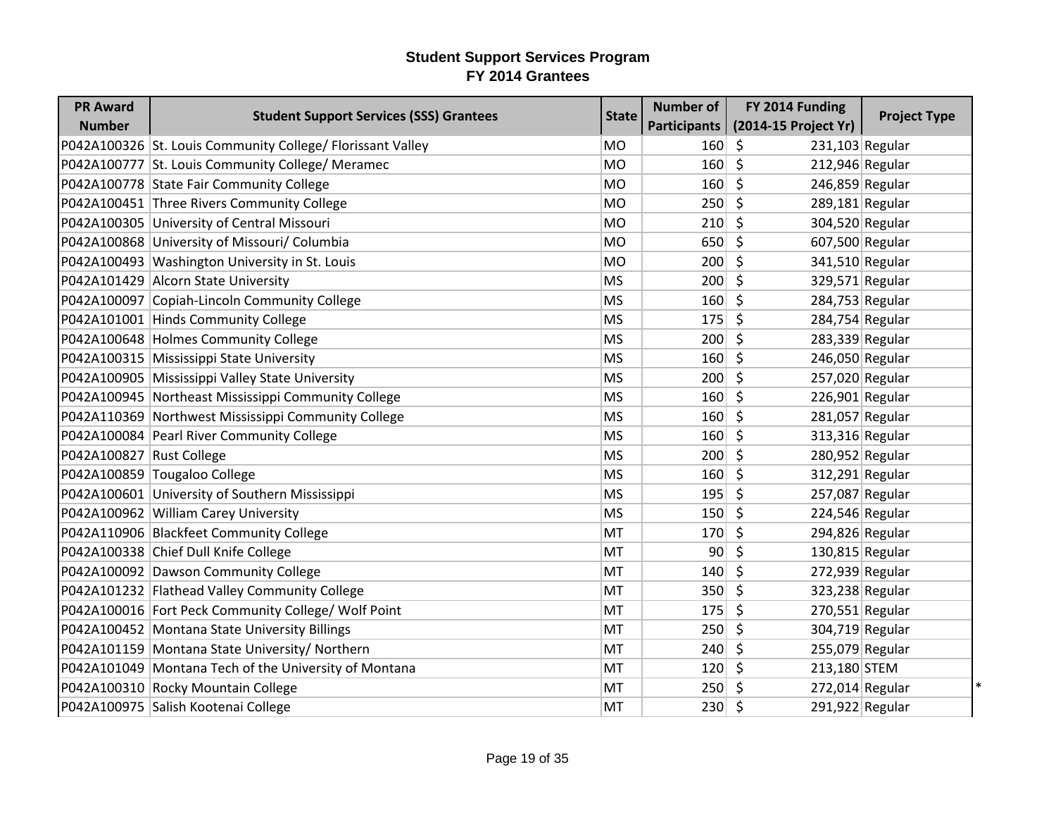# Student Support Services Program
## FY 2014 Grantees

| PR Award Number | Student Support Services (SSS) Grantees | State | Number of Participants | FY 2014 Funding (2014-15 Project Yr) | Project Type | |
|---|---|---|---|---|---|---|
| P042A100326 | St. Louis Community College/ Florissant Valley | MO | 160 | $ 231,103 | Regular | |
| P042A100777 | St. Louis Community College/ Meramec | MO | 160 | $ 212,946 | Regular | |
| P042A100778 | State Fair Community College | MO | 160 | $ 246,859 | Regular | |
| P042A100451 | Three Rivers Community College | MO | 250 | $ 289,181 | Regular | |
| P042A100305 | University of Central Missouri | MO | 210 | $ 304,520 | Regular | |
| P042A100868 | University of Missouri/ Columbia | MO | 650 | $ 607,500 | Regular | |
| P042A100493 | Washington University in St. Louis | MO | 200 | $ 341,510 | Regular | |
| P042A101429 | Alcorn State University | MS | 200 | $ 329,571 | Regular | |
| P042A100097 | Copiah-Lincoln Community College | MS | 160 | $ 284,753 | Regular | |
| P042A101001 | Hinds Community College | MS | 175 | $ 284,754 | Regular | |
| P042A100648 | Holmes Community College | MS | 200 | $ 283,339 | Regular | |
| P042A100315 | Mississippi State University | MS | 160 | $ 246,050 | Regular | |
| P042A100905 | Mississippi Valley State University | MS | 200 | $ 257,020 | Regular | |
| P042A100945 | Northeast Mississippi Community College | MS | 160 | $ 226,901 | Regular | |
| P042A110369 | Northwest Mississippi Community College | MS | 160 | $ 281,057 | Regular | |
| P042A100084 | Pearl River Community College | MS | 160 | $ 313,316 | Regular | |
| P042A100827 | Rust College | MS | 200 | $ 280,952 | Regular | |
| P042A100859 | Tougaloo College | MS | 160 | $ 312,291 | Regular | |
| P042A100601 | University of Southern Mississippi | MS | 195 | $ 257,087 | Regular | |
| P042A100962 | William Carey University | MS | 150 | $ 224,546 | Regular | |
| P042A110906 | Blackfeet Community College | MT | 170 | $ 294,826 | Regular | |
| P042A100338 | Chief Dull Knife College | MT | 90 | $ 130,815 | Regular | |
| P042A100092 | Dawson Community College | MT | 140 | $ 272,939 | Regular | |
| P042A101232 | Flathead Valley Community College | MT | 350 | $ 323,238 | Regular | |
| P042A100016 | Fort Peck Community College/ Wolf Point | MT | 175 | $ 270,551 | Regular | |
| P042A100452 | Montana State University Billings | MT | 250 | $ 304,719 | Regular | |
| P042A101159 | Montana State University/ Northern | MT | 240 | $ 255,079 | Regular | |
| P042A101049 | Montana Tech of the University of Montana | MT | 120 | $ 213,180 | STEM | |
| P042A100310 | Rocky Mountain College | MT | 250 | $ 272,014 | Regular | * |
| P042A100975 | Salish Kootenai College | MT | 230 | $ 291,922 | Regular | |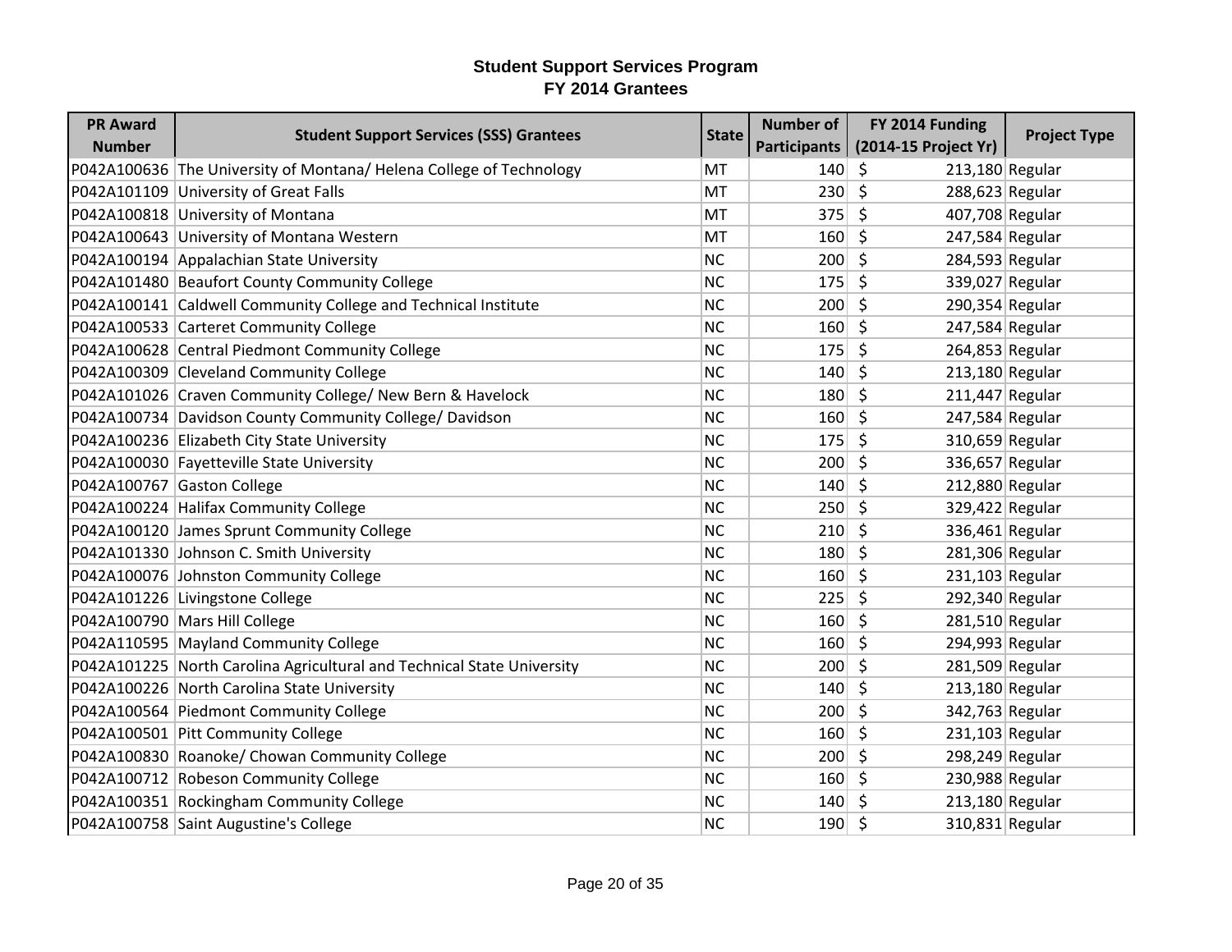# Student Support Services Program
## FY 2014 Grantees

| PR Award Number | Student Support Services (SSS) Grantees | State | Number of Participants | FY 2014 Funding (2014-15 Project Yr) | Project Type |
|---|---|---|---|---|---|
| P042A100636 | The University of Montana/ Helena College of Technology | MT | 140 | $ 213,180 | Regular |
| P042A101109 | University of Great Falls | MT | 230 | $ 288,623 | Regular |
| P042A100818 | University of Montana | MT | 375 | $ 407,708 | Regular |
| P042A100643 | University of Montana Western | MT | 160 | $ 247,584 | Regular |
| P042A100194 | Appalachian State University | NC | 200 | $ 284,593 | Regular |
| P042A101480 | Beaufort County Community College | NC | 175 | $ 339,027 | Regular |
| P042A100141 | Caldwell Community College and Technical Institute | NC | 200 | $ 290,354 | Regular |
| P042A100533 | Carteret Community College | NC | 160 | $ 247,584 | Regular |
| P042A100628 | Central Piedmont Community College | NC | 175 | $ 264,853 | Regular |
| P042A100309 | Cleveland Community College | NC | 140 | $ 213,180 | Regular |
| P042A101026 | Craven Community College/ New Bern & Havelock | NC | 180 | $ 211,447 | Regular |
| P042A100734 | Davidson County Community College/ Davidson | NC | 160 | $ 247,584 | Regular |
| P042A100236 | Elizabeth City State University | NC | 175 | $ 310,659 | Regular |
| P042A100030 | Fayetteville State University | NC | 200 | $ 336,657 | Regular |
| P042A100767 | Gaston College | NC | 140 | $ 212,880 | Regular |
| P042A100224 | Halifax Community College | NC | 250 | $ 329,422 | Regular |
| P042A100120 | James Sprunt Community College | NC | 210 | $ 336,461 | Regular |
| P042A101330 | Johnson C. Smith University | NC | 180 | $ 281,306 | Regular |
| P042A100076 | Johnston Community College | NC | 160 | $ 231,103 | Regular |
| P042A101226 | Livingstone College | NC | 225 | $ 292,340 | Regular |
| P042A100790 | Mars Hill College | NC | 160 | $ 281,510 | Regular |
| P042A110595 | Mayland Community College | NC | 160 | $ 294,993 | Regular |
| P042A101225 | North Carolina Agricultural and Technical State University | NC | 200 | $ 281,509 | Regular |
| P042A100226 | North Carolina State University | NC | 140 | $ 213,180 | Regular |
| P042A100564 | Piedmont Community College | NC | 200 | $ 342,763 | Regular |
| P042A100501 | Pitt Community College | NC | 160 | $ 231,103 | Regular |
| P042A100830 | Roanoke/ Chowan Community College | NC | 200 | $ 298,249 | Regular |
| P042A100712 | Robeson Community College | NC | 160 | $ 230,988 | Regular |
| P042A100351 | Rockingham Community College | NC | 140 | $ 213,180 | Regular |
| P042A100758 | Saint Augustine's College | NC | 190 | $ 310,831 | Regular |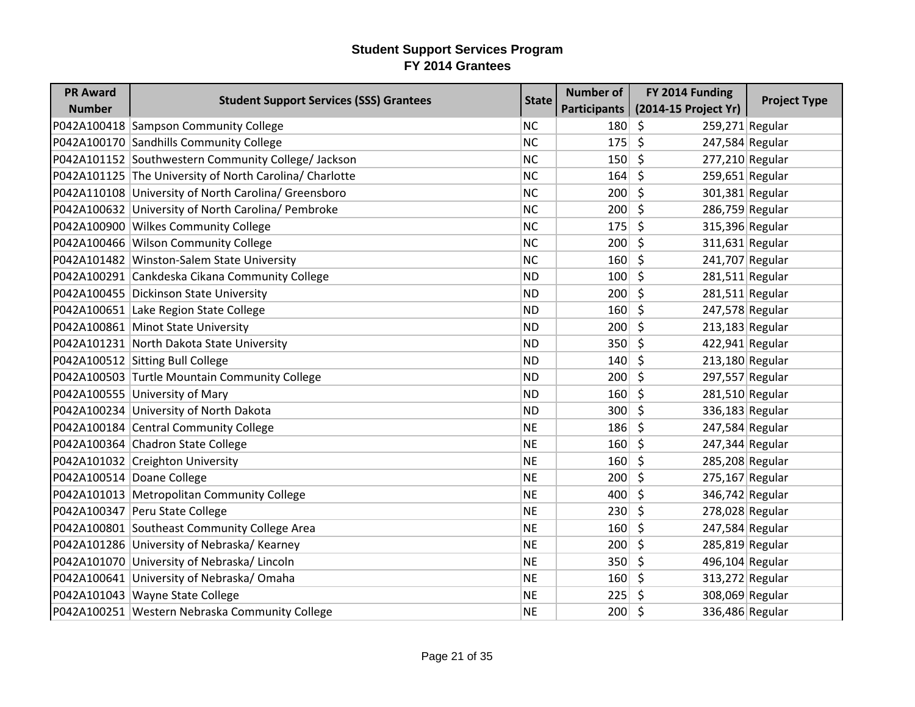**Student Support Services Program**
**FY 2014 Grantees**

| PR Award Number | Student Support Services (SSS) Grantees | State | Number of Participants | FY 2014 Funding (2014-15 Project Yr) | Project Type |
|---|---|---|---|---|---|
| P042A100418 | Sampson Community College | NC | 180 | $ 259,271 | Regular |
| P042A100170 | Sandhills Community College | NC | 175 | $ 247,584 | Regular |
| P042A101152 | Southwestern Community College/ Jackson | NC | 150 | $ 277,210 | Regular |
| P042A101125 | The University of North Carolina/ Charlotte | NC | 164 | $ 259,651 | Regular |
| P042A110108 | University of North Carolina/ Greensboro | NC | 200 | $ 301,381 | Regular |
| P042A100632 | University of North Carolina/ Pembroke | NC | 200 | $ 286,759 | Regular |
| P042A100900 | Wilkes Community College | NC | 175 | $ 315,396 | Regular |
| P042A100466 | Wilson Community College | NC | 200 | $ 311,631 | Regular |
| P042A101482 | Winston-Salem State University | NC | 160 | $ 241,707 | Regular |
| P042A100291 | Cankdeska Cikana Community College | ND | 100 | $ 281,511 | Regular |
| P042A100455 | Dickinson State University | ND | 200 | $ 281,511 | Regular |
| P042A100651 | Lake Region State College | ND | 160 | $ 247,578 | Regular |
| P042A100861 | Minot State University | ND | 200 | $ 213,183 | Regular |
| P042A101231 | North Dakota State University | ND | 350 | $ 422,941 | Regular |
| P042A100512 | Sitting Bull College | ND | 140 | $ 213,180 | Regular |
| P042A100503 | Turtle Mountain Community College | ND | 200 | $ 297,557 | Regular |
| P042A100555 | University of Mary | ND | 160 | $ 281,510 | Regular |
| P042A100234 | University of North Dakota | ND | 300 | $ 336,183 | Regular |
| P042A100184 | Central Community College | NE | 186 | $ 247,584 | Regular |
| P042A100364 | Chadron State College | NE | 160 | $ 247,344 | Regular |
| P042A101032 | Creighton University | NE | 160 | $ 285,208 | Regular |
| P042A100514 | Doane College | NE | 200 | $ 275,167 | Regular |
| P042A101013 | Metropolitan Community College | NE | 400 | $ 346,742 | Regular |
| P042A100347 | Peru State College | NE | 230 | $ 278,028 | Regular |
| P042A100801 | Southeast Community College Area | NE | 160 | $ 247,584 | Regular |
| P042A101286 | University of Nebraska/ Kearney | NE | 200 | $ 285,819 | Regular |
| P042A101070 | University of Nebraska/ Lincoln | NE | 350 | $ 496,104 | Regular |
| P042A100641 | University of Nebraska/ Omaha | NE | 160 | $ 313,272 | Regular |
| P042A101043 | Wayne State College | NE | 225 | $ 308,069 | Regular |
| P042A100251 | Western Nebraska Community College | NE | 200 | $ 336,486 | Regular |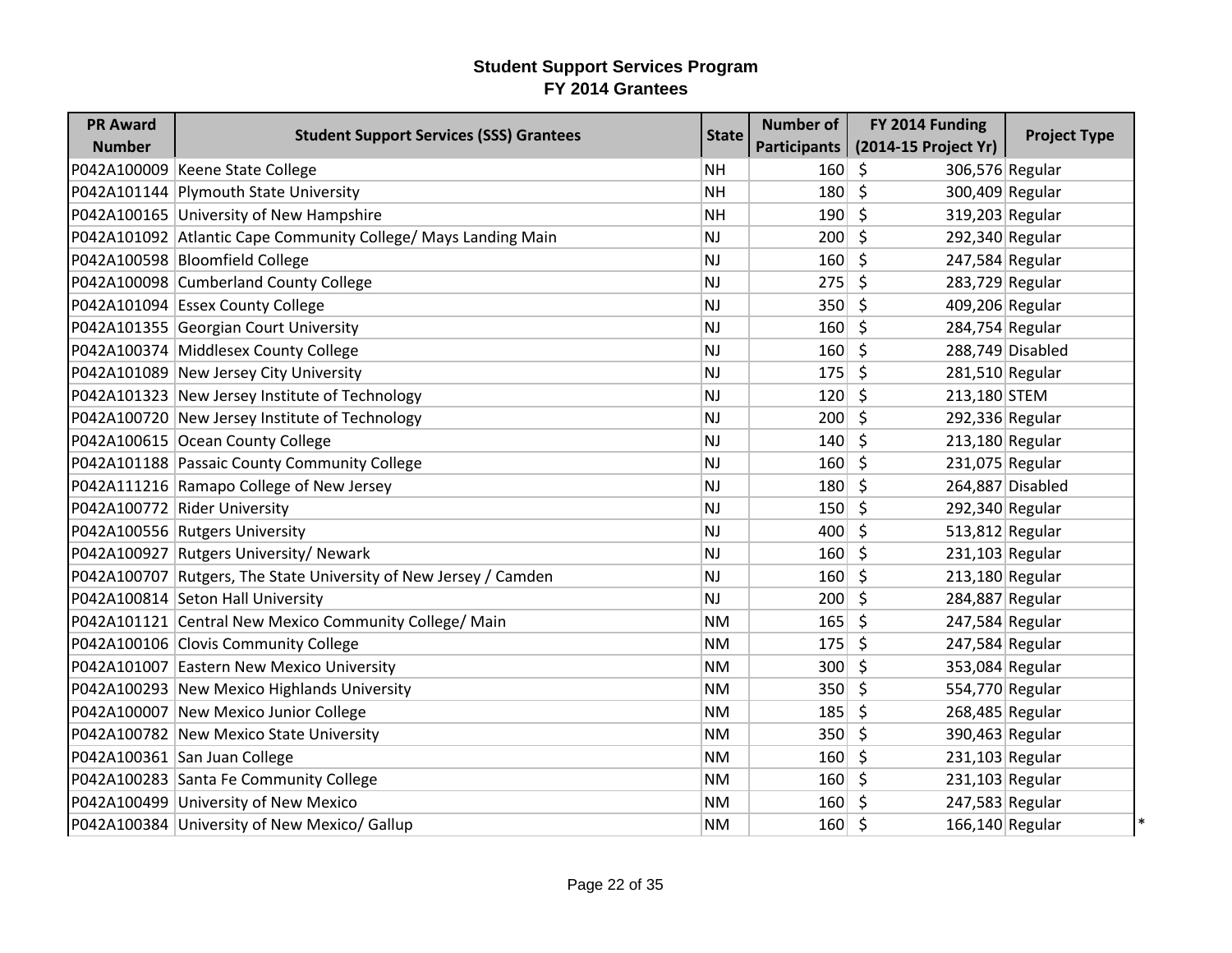**Student Support Services Program**
**FY 2014 Grantees**

| PR Award Number | Student Support Services (SSS) Grantees | State | Number of Participants | FY 2014 Funding (2014-15 Project Yr) | Project Type |
|---|---|---|---|---|---|
| P042A100009 | Keene State College | NH | 160 | $ 306,576 | Regular |
| P042A101144 | Plymouth State University | NH | 180 | $ 300,409 | Regular |
| P042A100165 | University of New Hampshire | NH | 190 | $ 319,203 | Regular |
| P042A101092 | Atlantic Cape Community College/ Mays Landing Main | NJ | 200 | $ 292,340 | Regular |
| P042A100598 | Bloomfield College | NJ | 160 | $ 247,584 | Regular |
| P042A100098 | Cumberland County College | NJ | 275 | $ 283,729 | Regular |
| P042A101094 | Essex County College | NJ | 350 | $ 409,206 | Regular |
| P042A101355 | Georgian Court University | NJ | 160 | $ 284,754 | Regular |
| P042A100374 | Middlesex County College | NJ | 160 | $ 288,749 | Disabled |
| P042A101089 | New Jersey City University | NJ | 175 | $ 281,510 | Regular |
| P042A101323 | New Jersey Institute of Technology | NJ | 120 | $ 213,180 | STEM |
| P042A100720 | New Jersey Institute of Technology | NJ | 200 | $ 292,336 | Regular |
| P042A100615 | Ocean County College | NJ | 140 | $ 213,180 | Regular |
| P042A101188 | Passaic County Community College | NJ | 160 | $ 231,075 | Regular |
| P042A111216 | Ramapo College of New Jersey | NJ | 180 | $ 264,887 | Disabled |
| P042A100772 | Rider University | NJ | 150 | $ 292,340 | Regular |
| P042A100556 | Rutgers University | NJ | 400 | $ 513,812 | Regular |
| P042A100927 | Rutgers University/ Newark | NJ | 160 | $ 231,103 | Regular |
| P042A100707 | Rutgers, The State University of New Jersey / Camden | NJ | 160 | $ 213,180 | Regular |
| P042A100814 | Seton Hall University | NJ | 200 | $ 284,887 | Regular |
| P042A101121 | Central New Mexico Community College/ Main | NM | 165 | $ 247,584 | Regular |
| P042A100106 | Clovis Community College | NM | 175 | $ 247,584 | Regular |
| P042A101007 | Eastern New Mexico University | NM | 300 | $ 353,084 | Regular |
| P042A100293 | New Mexico Highlands University | NM | 350 | $ 554,770 | Regular |
| P042A100007 | New Mexico Junior College | NM | 185 | $ 268,485 | Regular |
| P042A100782 | New Mexico State University | NM | 350 | $ 390,463 | Regular |
| P042A100361 | San Juan College | NM | 160 | $ 231,103 | Regular |
| P042A100283 | Santa Fe Community College | NM | 160 | $ 231,103 | Regular |
| P042A100499 | University of New Mexico | NM | 160 | $ 247,583 | Regular |
| P042A100384 | University of New Mexico/ Gallup | NM | 160 | $ 166,140 | Regular * |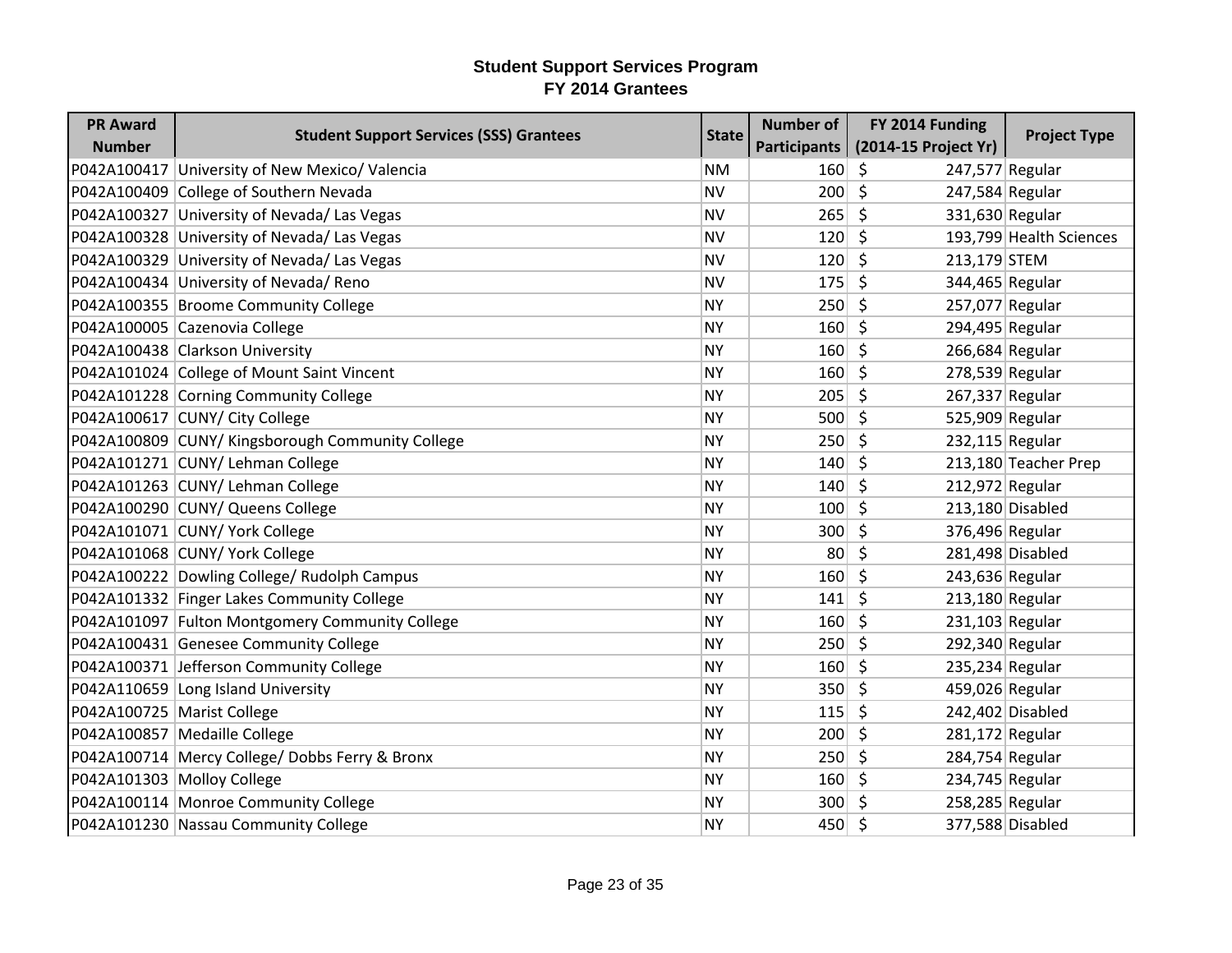# Student Support Services Program
## FY 2014 Grantees

| PR Award Number | Student Support Services (SSS) Grantees | State | Number of Participants | FY 2014 Funding (2014-15 Project Yr) | Project Type |
|---|---|---|---|---|---|
| P042A100417 | University of New Mexico/ Valencia | NM | 160 | $ 247,577 | Regular |
| P042A100409 | College of Southern Nevada | NV | 200 | $ 247,584 | Regular |
| P042A100327 | University of Nevada/ Las Vegas | NV | 265 | $ 331,630 | Regular |
| P042A100328 | University of Nevada/ Las Vegas | NV | 120 | $ 193,799 | Health Sciences |
| P042A100329 | University of Nevada/ Las Vegas | NV | 120 | $ 213,179 | STEM |
| P042A100434 | University of Nevada/ Reno | NV | 175 | $ 344,465 | Regular |
| P042A100355 | Broome Community College | NY | 250 | $ 257,077 | Regular |
| P042A100005 | Cazenovia College | NY | 160 | $ 294,495 | Regular |
| P042A100438 | Clarkson University | NY | 160 | $ 266,684 | Regular |
| P042A101024 | College of Mount Saint Vincent | NY | 160 | $ 278,539 | Regular |
| P042A101228 | Corning Community College | NY | 205 | $ 267,337 | Regular |
| P042A100617 | CUNY/ City College | NY | 500 | $ 525,909 | Regular |
| P042A100809 | CUNY/ Kingsborough Community College | NY | 250 | $ 232,115 | Regular |
| P042A101271 | CUNY/ Lehman College | NY | 140 | $ 213,180 | Teacher Prep |
| P042A101263 | CUNY/ Lehman College | NY | 140 | $ 212,972 | Regular |
| P042A100290 | CUNY/ Queens College | NY | 100 | $ 213,180 | Disabled |
| P042A101071 | CUNY/ York College | NY | 300 | $ 376,496 | Regular |
| P042A101068 | CUNY/ York College | NY | 80 | $ 281,498 | Disabled |
| P042A100222 | Dowling College/ Rudolph Campus | NY | 160 | $ 243,636 | Regular |
| P042A101332 | Finger Lakes Community College | NY | 141 | $ 213,180 | Regular |
| P042A101097 | Fulton Montgomery Community College | NY | 160 | $ 231,103 | Regular |
| P042A100431 | Genesee Community College | NY | 250 | $ 292,340 | Regular |
| P042A100371 | Jefferson Community College | NY | 160 | $ 235,234 | Regular |
| P042A110659 | Long Island University | NY | 350 | $ 459,026 | Regular |
| P042A100725 | Marist College | NY | 115 | $ 242,402 | Disabled |
| P042A100857 | Medaille College | NY | 200 | $ 281,172 | Regular |
| P042A100714 | Mercy College/ Dobbs Ferry & Bronx | NY | 250 | $ 284,754 | Regular |
| P042A101303 | Molloy College | NY | 160 | $ 234,745 | Regular |
| P042A100114 | Monroe Community College | NY | 300 | $ 258,285 | Regular |
| P042A101230 | Nassau Community College | NY | 450 | $ 377,588 | Disabled |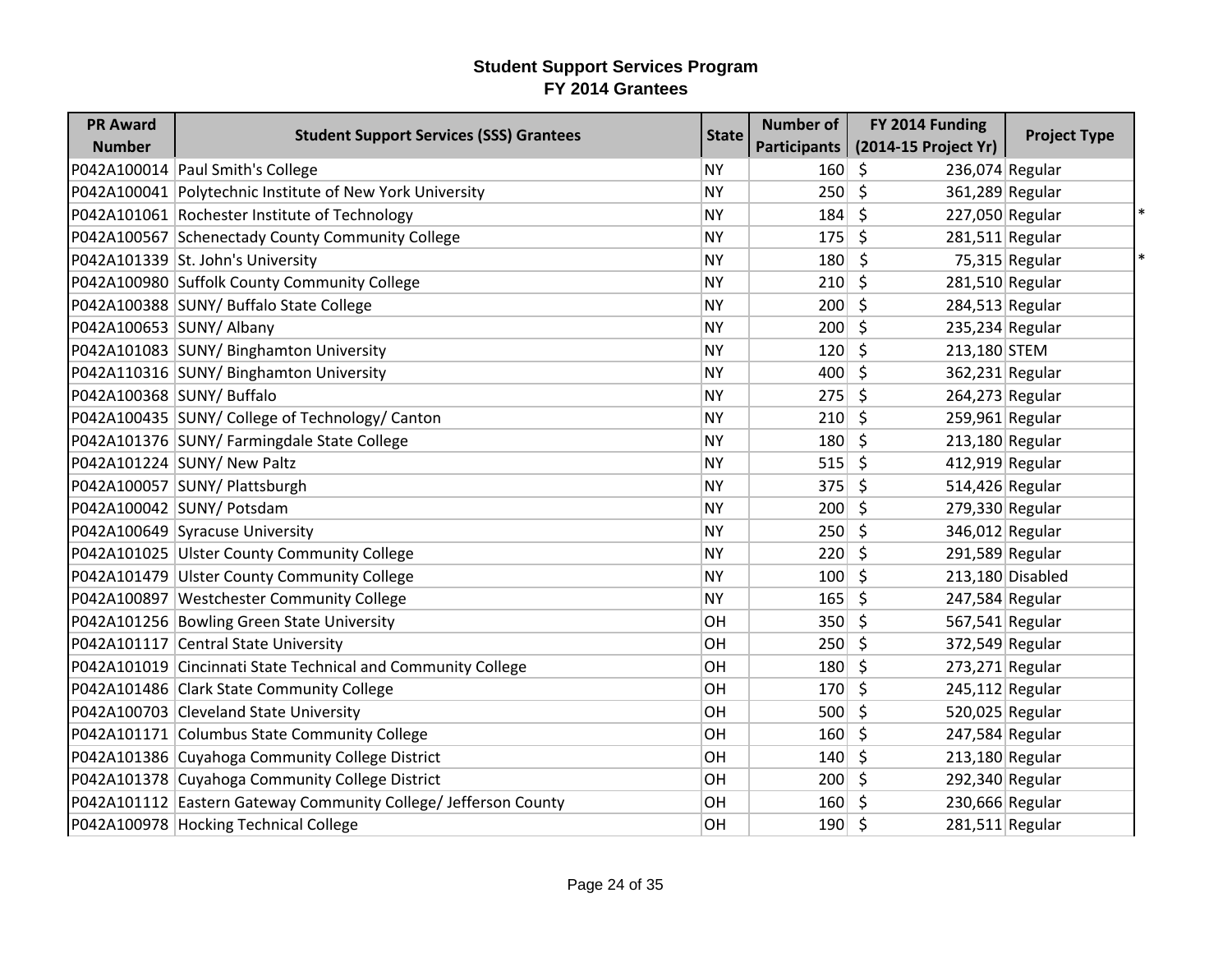# Student Support Services Program
## FY 2014 Grantees

| PR Award Number | Student Support Services (SSS) Grantees | State | Number of Participants | FY 2014 Funding (2014-15 Project Yr) | Project Type | |
|---|---|---|---|---|---|---|
| P042A100014 | Paul Smith's College | NY | 160 | $ 236,074 | Regular | |
| P042A100041 | Polytechnic Institute of New York University | NY | 250 | $ 361,289 | Regular | |
| P042A101061 | Rochester Institute of Technology | NY | 184 | $ 227,050 | Regular | * |
| P042A100567 | Schenectady County Community College | NY | 175 | $ 281,511 | Regular | |
| P042A101339 | St. John's University | NY | 180 | $ 75,315 | Regular | * |
| P042A100980 | Suffolk County Community College | NY | 210 | $ 281,510 | Regular | |
| P042A100388 | SUNY/ Buffalo State College | NY | 200 | $ 284,513 | Regular | |
| P042A100653 | SUNY/ Albany | NY | 200 | $ 235,234 | Regular | |
| P042A101083 | SUNY/ Binghamton University | NY | 120 | $ 213,180 | STEM | |
| P042A110316 | SUNY/ Binghamton University | NY | 400 | $ 362,231 | Regular | |
| P042A100368 | SUNY/ Buffalo | NY | 275 | $ 264,273 | Regular | |
| P042A100435 | SUNY/ College of Technology/ Canton | NY | 210 | $ 259,961 | Regular | |
| P042A101376 | SUNY/ Farmingdale State College | NY | 180 | $ 213,180 | Regular | |
| P042A101224 | SUNY/ New Paltz | NY | 515 | $ 412,919 | Regular | |
| P042A100057 | SUNY/ Plattsburgh | NY | 375 | $ 514,426 | Regular | |
| P042A100042 | SUNY/ Potsdam | NY | 200 | $ 279,330 | Regular | |
| P042A100649 | Syracuse University | NY | 250 | $ 346,012 | Regular | |
| P042A101025 | Ulster County Community College | NY | 220 | $ 291,589 | Regular | |
| P042A101479 | Ulster County Community College | NY | 100 | $ 213,180 | Disabled | |
| P042A100897 | Westchester Community College | NY | 165 | $ 247,584 | Regular | |
| P042A101256 | Bowling Green State University | OH | 350 | $ 567,541 | Regular | |
| P042A101117 | Central State University | OH | 250 | $ 372,549 | Regular | |
| P042A101019 | Cincinnati State Technical and Community College | OH | 180 | $ 273,271 | Regular | |
| P042A101486 | Clark State Community College | OH | 170 | $ 245,112 | Regular | |
| P042A100703 | Cleveland State University | OH | 500 | $ 520,025 | Regular | |
| P042A101171 | Columbus State Community College | OH | 160 | $ 247,584 | Regular | |
| P042A101386 | Cuyahoga Community College District | OH | 140 | $ 213,180 | Regular | |
| P042A101378 | Cuyahoga Community College District | OH | 200 | $ 292,340 | Regular | |
| P042A101112 | Eastern Gateway Community College/ Jefferson County | OH | 160 | $ 230,666 | Regular | |
| P042A100978 | Hocking Technical College | OH | 190 | $ 281,511 | Regular | |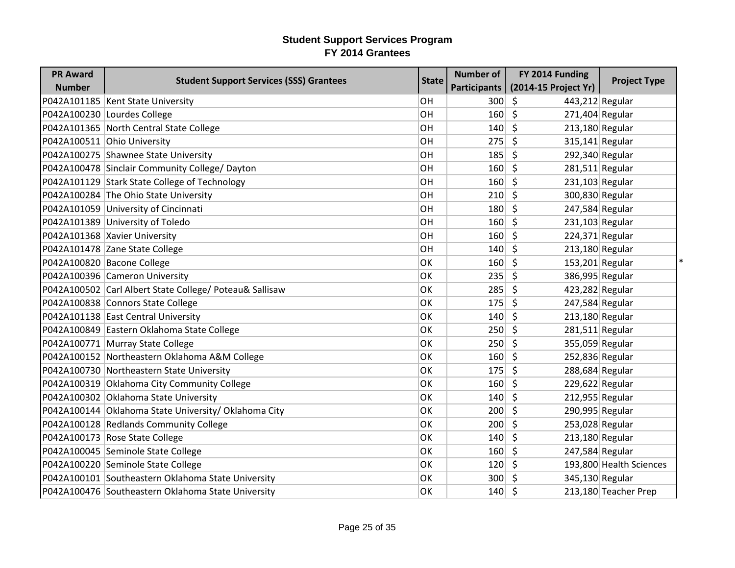# Student Support Services Program
## FY 2014 Grantees

| PR Award Number | Student Support Services (SSS) Grantees | State | Number of Participants | FY 2014 Funding (2014-15 Project Yr) | Project Type |
|---|---|---|---|---|---|
| P042A101185 | Kent State University | OH | 300 | $ 443,212 | Regular |
| P042A100230 | Lourdes College | OH | 160 | $ 271,404 | Regular |
| P042A101365 | North Central State College | OH | 140 | $ 213,180 | Regular |
| P042A100511 | Ohio University | OH | 275 | $ 315,141 | Regular |
| P042A100275 | Shawnee State University | OH | 185 | $ 292,340 | Regular |
| P042A100478 | Sinclair Community College/ Dayton | OH | 160 | $ 281,511 | Regular |
| P042A101129 | Stark State College of Technology | OH | 160 | $ 231,103 | Regular |
| P042A100284 | The Ohio State University | OH | 210 | $ 300,830 | Regular |
| P042A101059 | University of Cincinnati | OH | 180 | $ 247,584 | Regular |
| P042A101389 | University of Toledo | OH | 160 | $ 231,103 | Regular |
| P042A101368 | Xavier University | OH | 160 | $ 224,371 | Regular |
| P042A101478 | Zane State College | OH | 140 | $ 213,180 | Regular |
| P042A100820 | Bacone College | OK | 160 | $ 153,201 | Regular * |
| P042A100396 | Cameron University | OK | 235 | $ 386,995 | Regular |
| P042A100502 | Carl Albert State College/ Poteau& Sallisaw | OK | 285 | $ 423,282 | Regular |
| P042A100838 | Connors State College | OK | 175 | $ 247,584 | Regular |
| P042A101138 | East Central University | OK | 140 | $ 213,180 | Regular |
| P042A100849 | Eastern Oklahoma State College | OK | 250 | $ 281,511 | Regular |
| P042A100771 | Murray State College | OK | 250 | $ 355,059 | Regular |
| P042A100152 | Northeastern Oklahoma A&M College | OK | 160 | $ 252,836 | Regular |
| P042A100730 | Northeastern State University | OK | 175 | $ 288,684 | Regular |
| P042A100319 | Oklahoma City Community College | OK | 160 | $ 229,622 | Regular |
| P042A100302 | Oklahoma State University | OK | 140 | $ 212,955 | Regular |
| P042A100144 | Oklahoma State University/ Oklahoma City | OK | 200 | $ 290,995 | Regular |
| P042A100128 | Redlands Community College | OK | 200 | $ 253,028 | Regular |
| P042A100173 | Rose State College | OK | 140 | $ 213,180 | Regular |
| P042A100045 | Seminole State College | OK | 160 | $ 247,584 | Regular |
| P042A100220 | Seminole State College | OK | 120 | $ 193,800 | Health Sciences |
| P042A100101 | Southeastern Oklahoma State University | OK | 300 | $ 345,130 | Regular |
| P042A100476 | Southeastern Oklahoma State University | OK | 140 | $ 213,180 | Teacher Prep |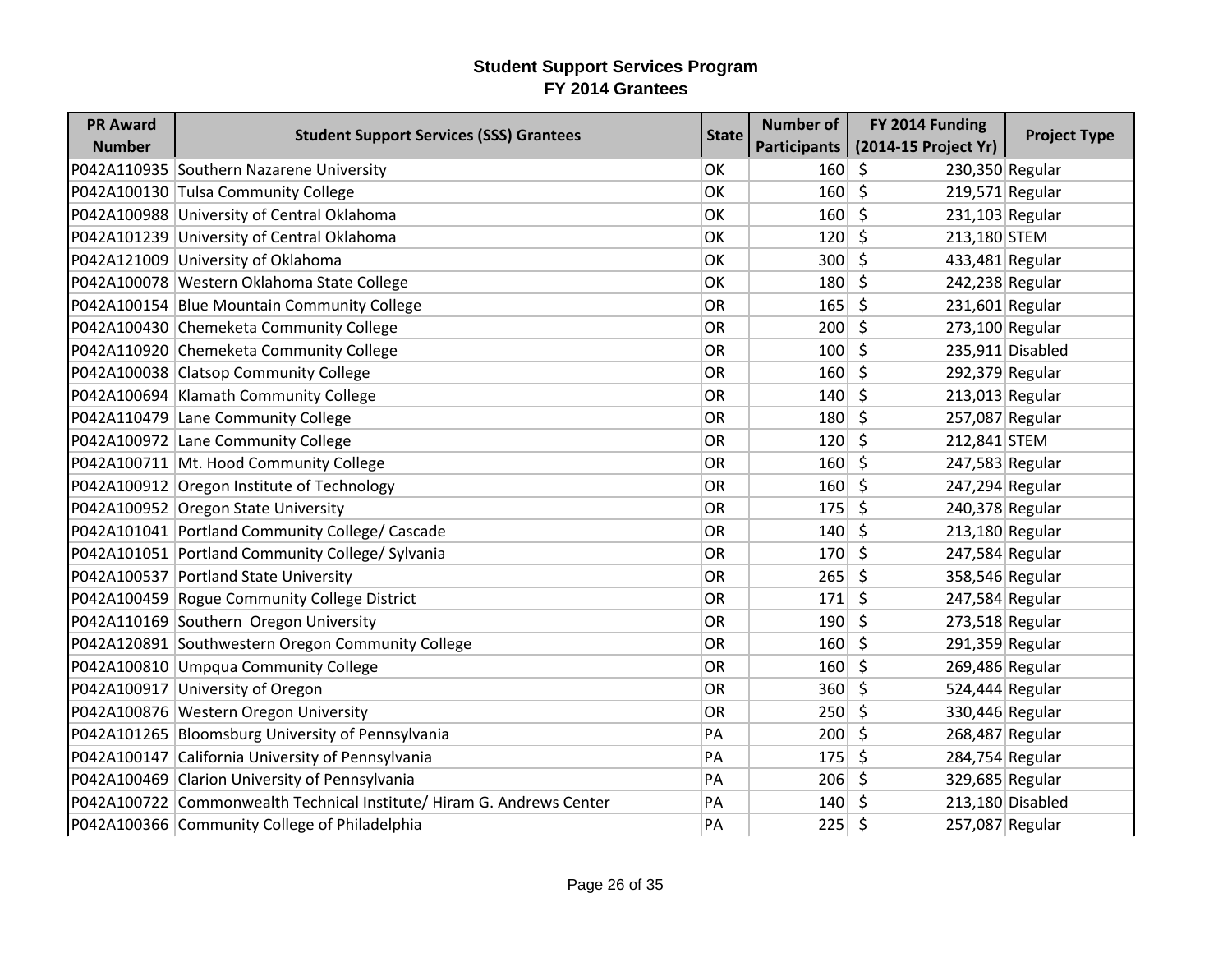# Student Support Services Program
## FY 2014 Grantees

| PR Award Number | Student Support Services (SSS) Grantees | State | Number of Participants | FY 2014 Funding (2014-15 Project Yr) | Project Type |
|---|---|---|---|---|---|
| P042A110935 | Southern Nazarene University | OK | 160 | $ 230,350 | Regular |
| P042A100130 | Tulsa Community College | OK | 160 | $ 219,571 | Regular |
| P042A100988 | University of Central Oklahoma | OK | 160 | $ 231,103 | Regular |
| P042A101239 | University of Central Oklahoma | OK | 120 | $ 213,180 | STEM |
| P042A121009 | University of Oklahoma | OK | 300 | $ 433,481 | Regular |
| P042A100078 | Western Oklahoma State College | OK | 180 | $ 242,238 | Regular |
| P042A100154 | Blue Mountain Community College | OR | 165 | $ 231,601 | Regular |
| P042A100430 | Chemeketa Community College | OR | 200 | $ 273,100 | Regular |
| P042A110920 | Chemeketa Community College | OR | 100 | $ 235,911 | Disabled |
| P042A100038 | Clatsop Community College | OR | 160 | $ 292,379 | Regular |
| P042A100694 | Klamath Community College | OR | 140 | $ 213,013 | Regular |
| P042A110479 | Lane Community College | OR | 180 | $ 257,087 | Regular |
| P042A100972 | Lane Community College | OR | 120 | $ 212,841 | STEM |
| P042A100711 | Mt. Hood Community College | OR | 160 | $ 247,583 | Regular |
| P042A100912 | Oregon Institute of Technology | OR | 160 | $ 247,294 | Regular |
| P042A100952 | Oregon State University | OR | 175 | $ 240,378 | Regular |
| P042A101041 | Portland Community College/ Cascade | OR | 140 | $ 213,180 | Regular |
| P042A101051 | Portland Community College/ Sylvania | OR | 170 | $ 247,584 | Regular |
| P042A100537 | Portland State University | OR | 265 | $ 358,546 | Regular |
| P042A100459 | Rogue Community College District | OR | 171 | $ 247,584 | Regular |
| P042A110169 | Southern Oregon University | OR | 190 | $ 273,518 | Regular |
| P042A120891 | Southwestern Oregon Community College | OR | 160 | $ 291,359 | Regular |
| P042A100810 | Umpqua Community College | OR | 160 | $ 269,486 | Regular |
| P042A100917 | University of Oregon | OR | 360 | $ 524,444 | Regular |
| P042A100876 | Western Oregon University | OR | 250 | $ 330,446 | Regular |
| P042A101265 | Bloomsburg University of Pennsylvania | PA | 200 | $ 268,487 | Regular |
| P042A100147 | California University of Pennsylvania | PA | 175 | $ 284,754 | Regular |
| P042A100469 | Clarion University of Pennsylvania | PA | 206 | $ 329,685 | Regular |
| P042A100722 | Commonwealth Technical Institute/ Hiram G. Andrews Center | PA | 140 | $ 213,180 | Disabled |
| P042A100366 | Community College of Philadelphia | PA | 225 | $ 257,087 | Regular |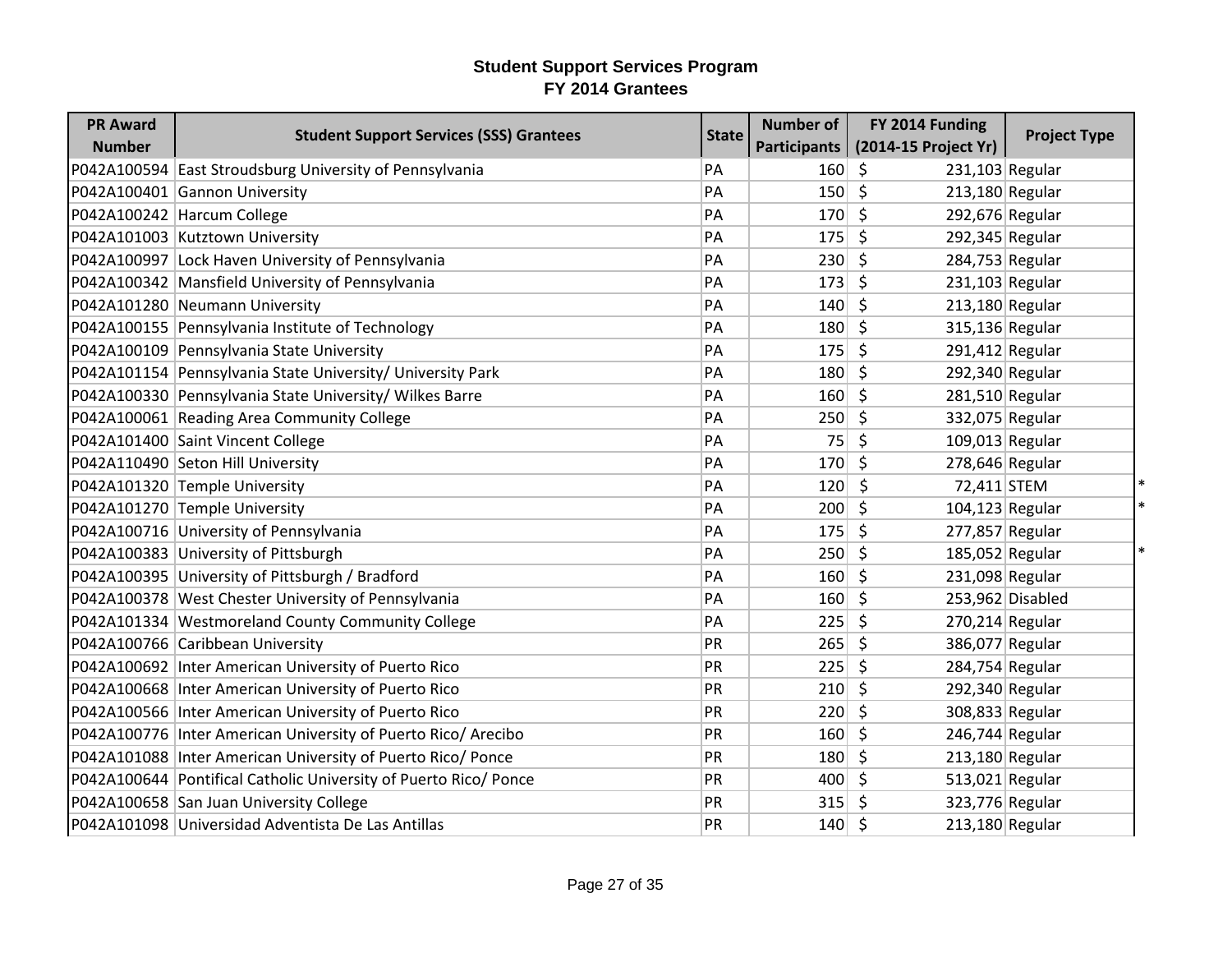# Student Support Services Program
## FY 2014 Grantees

| PR Award Number | Student Support Services (SSS) Grantees | State | Number of Participants | FY 2014 Funding (2014-15 Project Yr) | Project Type | |
|---|---|---|---|---|---|---|
| P042A100594 | East Stroudsburg University of Pennsylvania | PA | 160 | $ 231,103 | Regular | |
| P042A100401 | Gannon University | PA | 150 | $ 213,180 | Regular | |
| P042A100242 | Harcum College | PA | 170 | $ 292,676 | Regular | |
| P042A101003 | Kutztown University | PA | 175 | $ 292,345 | Regular | |
| P042A100997 | Lock Haven University of Pennsylvania | PA | 230 | $ 284,753 | Regular | |
| P042A100342 | Mansfield University of Pennsylvania | PA | 173 | $ 231,103 | Regular | |
| P042A101280 | Neumann University | PA | 140 | $ 213,180 | Regular | |
| P042A100155 | Pennsylvania Institute of Technology | PA | 180 | $ 315,136 | Regular | |
| P042A100109 | Pennsylvania State University | PA | 175 | $ 291,412 | Regular | |
| P042A101154 | Pennsylvania State University/ University Park | PA | 180 | $ 292,340 | Regular | |
| P042A100330 | Pennsylvania State University/ Wilkes Barre | PA | 160 | $ 281,510 | Regular | |
| P042A100061 | Reading Area Community College | PA | 250 | $ 332,075 | Regular | |
| P042A101400 | Saint Vincent College | PA | 75 | $ 109,013 | Regular | |
| P042A110490 | Seton Hill University | PA | 170 | $ 278,646 | Regular | |
| P042A101320 | Temple University | PA | 120 | $ 72,411 | STEM | * |
| P042A101270 | Temple University | PA | 200 | $ 104,123 | Regular | * |
| P042A100716 | University of Pennsylvania | PA | 175 | $ 277,857 | Regular | |
| P042A100383 | University of Pittsburgh | PA | 250 | $ 185,052 | Regular | * |
| P042A100395 | University of Pittsburgh / Bradford | PA | 160 | $ 231,098 | Regular | |
| P042A100378 | West Chester University of Pennsylvania | PA | 160 | $ 253,962 | Disabled | |
| P042A101334 | Westmoreland County Community College | PA | 225 | $ 270,214 | Regular | |
| P042A100766 | Caribbean University | PR | 265 | $ 386,077 | Regular | |
| P042A100692 | Inter American University of Puerto Rico | PR | 225 | $ 284,754 | Regular | |
| P042A100668 | Inter American University of Puerto Rico | PR | 210 | $ 292,340 | Regular | |
| P042A100566 | Inter American University of Puerto Rico | PR | 220 | $ 308,833 | Regular | |
| P042A100776 | Inter American University of Puerto Rico/ Arecibo | PR | 160 | $ 246,744 | Regular | |
| P042A101088 | Inter American University of Puerto Rico/ Ponce | PR | 180 | $ 213,180 | Regular | |
| P042A100644 | Pontifical Catholic University of Puerto Rico/ Ponce | PR | 400 | $ 513,021 | Regular | |
| P042A100658 | San Juan University College | PR | 315 | $ 323,776 | Regular | |
| P042A101098 | Universidad Adventista De Las Antillas | PR | 140 | $ 213,180 | Regular | |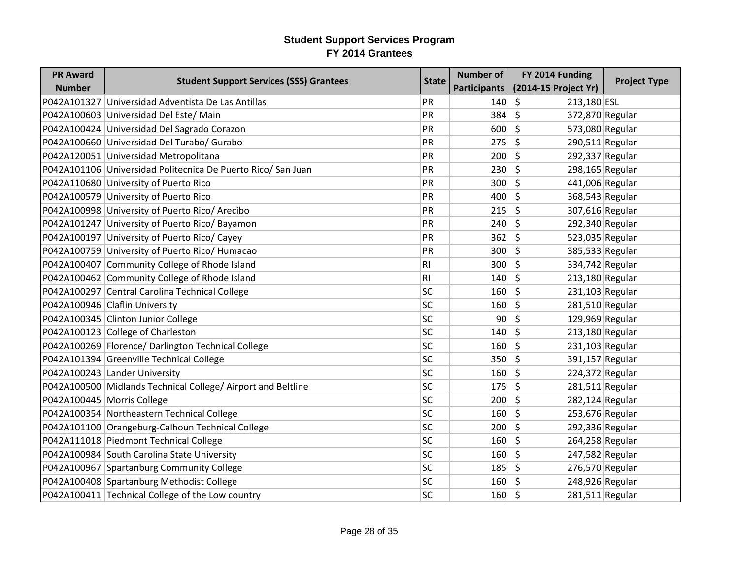# Student Support Services Program
## FY 2014 Grantees

| PR Award Number | Student Support Services (SSS) Grantees | State | Number of Participants | FY 2014 Funding (2014-15 Project Yr) | Project Type |
|---|---|---|---|---|---|
| P042A101327 | Universidad Adventista De Las Antillas | PR | 140 | $ 213,180 | ESL |
| P042A100603 | Universidad Del Este/ Main | PR | 384 | $ 372,870 | Regular |
| P042A100424 | Universidad Del Sagrado Corazon | PR | 600 | $ 573,080 | Regular |
| P042A100660 | Universidad Del Turabo/ Gurabo | PR | 275 | $ 290,511 | Regular |
| P042A120051 | Universidad Metropolitana | PR | 200 | $ 292,337 | Regular |
| P042A101106 | Universidad Politecnica De Puerto Rico/ San Juan | PR | 230 | $ 298,165 | Regular |
| P042A110680 | University of Puerto Rico | PR | 300 | $ 441,006 | Regular |
| P042A100579 | University of Puerto Rico | PR | 400 | $ 368,543 | Regular |
| P042A100998 | University of Puerto Rico/ Arecibo | PR | 215 | $ 307,616 | Regular |
| P042A101247 | University of Puerto Rico/ Bayamon | PR | 240 | $ 292,340 | Regular |
| P042A100197 | University of Puerto Rico/ Cayey | PR | 362 | $ 523,035 | Regular |
| P042A100759 | University of Puerto Rico/ Humacao | PR | 300 | $ 385,533 | Regular |
| P042A100407 | Community College of Rhode Island | RI | 300 | $ 334,742 | Regular |
| P042A100462 | Community College of Rhode Island | RI | 140 | $ 213,180 | Regular |
| P042A100297 | Central Carolina Technical College | SC | 160 | $ 231,103 | Regular |
| P042A100946 | Claflin University | SC | 160 | $ 281,510 | Regular |
| P042A100345 | Clinton Junior College | SC | 90 | $ 129,969 | Regular |
| P042A100123 | College of Charleston | SC | 140 | $ 213,180 | Regular |
| P042A100269 | Florence/ Darlington Technical College | SC | 160 | $ 231,103 | Regular |
| P042A101394 | Greenville Technical College | SC | 350 | $ 391,157 | Regular |
| P042A100243 | Lander University | SC | 160 | $ 224,372 | Regular |
| P042A100500 | Midlands Technical College/ Airport and Beltline | SC | 175 | $ 281,511 | Regular |
| P042A100445 | Morris College | SC | 200 | $ 282,124 | Regular |
| P042A100354 | Northeastern Technical College | SC | 160 | $ 253,676 | Regular |
| P042A101100 | Orangeburg-Calhoun Technical College | SC | 200 | $ 292,336 | Regular |
| P042A111018 | Piedmont Technical College | SC | 160 | $ 264,258 | Regular |
| P042A100984 | South Carolina State University | SC | 160 | $ 247,582 | Regular |
| P042A100967 | Spartanburg Community College | SC | 185 | $ 276,570 | Regular |
| P042A100408 | Spartanburg Methodist College | SC | 160 | $ 248,926 | Regular |
| P042A100411 | Technical College of the Low country | SC | 160 | $ 281,511 | Regular |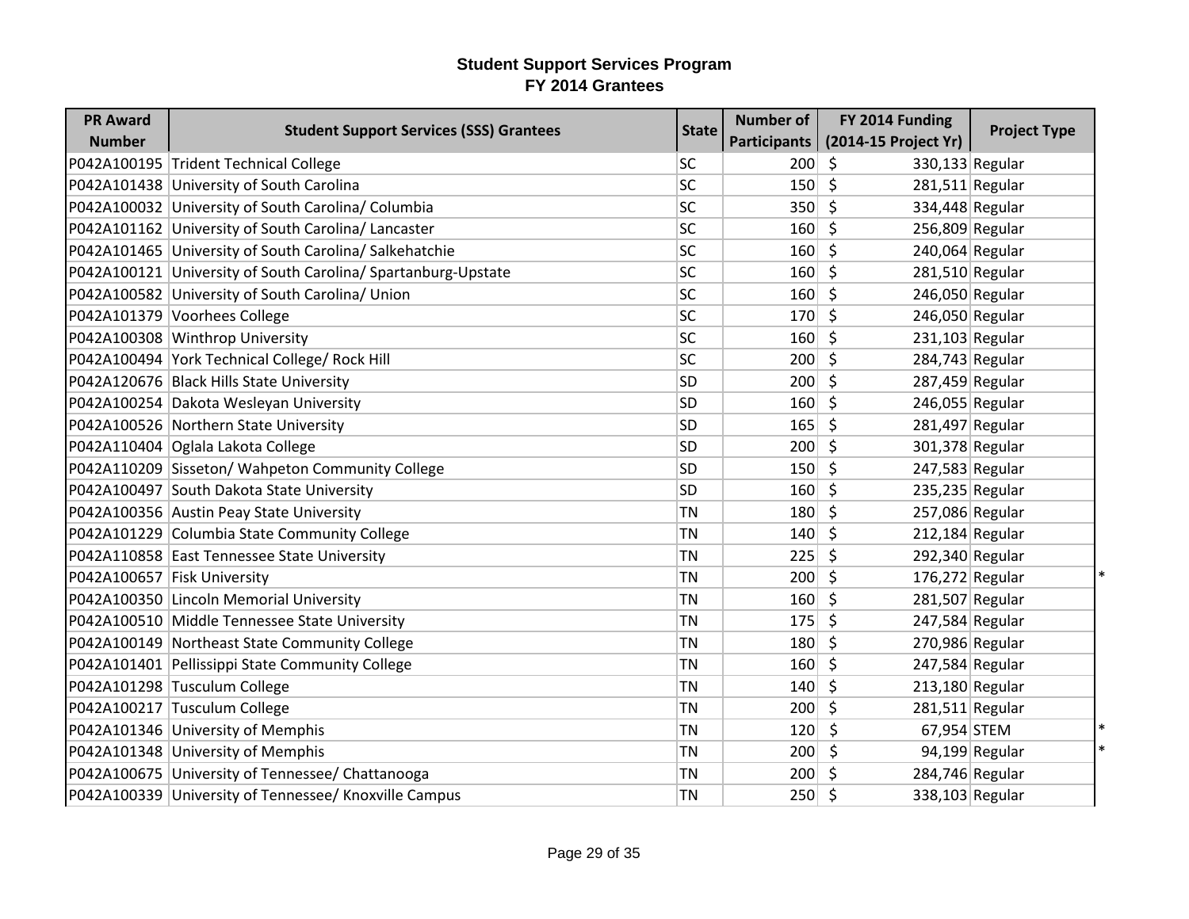## Student Support Services Program
## FY 2014 Grantees

| PR Award Number | Student Support Services (SSS) Grantees | State | Number of Participants | FY 2014 Funding (2014-15 Project Yr) | Project Type | |
|---|---|---|---|---|---|---|
| P042A100195 | Trident Technical College | SC | 200 | $ 330,133 | Regular | |
| P042A101438 | University of South Carolina | SC | 150 | $ 281,511 | Regular | |
| P042A100032 | University of South Carolina/ Columbia | SC | 350 | $ 334,448 | Regular | |
| P042A101162 | University of South Carolina/ Lancaster | SC | 160 | $ 256,809 | Regular | |
| P042A101465 | University of South Carolina/ Salkehatchie | SC | 160 | $ 240,064 | Regular | |
| P042A100121 | University of South Carolina/ Spartanburg-Upstate | SC | 160 | $ 281,510 | Regular | |
| P042A100582 | University of South Carolina/ Union | SC | 160 | $ 246,050 | Regular | |
| P042A101379 | Voorhees College | SC | 170 | $ 246,050 | Regular | |
| P042A100308 | Winthrop University | SC | 160 | $ 231,103 | Regular | |
| P042A100494 | York Technical College/ Rock Hill | SC | 200 | $ 284,743 | Regular | |
| P042A120676 | Black Hills State University | SD | 200 | $ 287,459 | Regular | |
| P042A100254 | Dakota Wesleyan University | SD | 160 | $ 246,055 | Regular | |
| P042A100526 | Northern State University | SD | 165 | $ 281,497 | Regular | |
| P042A110404 | Oglala Lakota College | SD | 200 | $ 301,378 | Regular | |
| P042A110209 | Sisseton/ Wahpeton Community College | SD | 150 | $ 247,583 | Regular | |
| P042A100497 | South Dakota State University | SD | 160 | $ 235,235 | Regular | |
| P042A100356 | Austin Peay State University | TN | 180 | $ 257,086 | Regular | |
| P042A101229 | Columbia State Community College | TN | 140 | $ 212,184 | Regular | |
| P042A110858 | East Tennessee State University | TN | 225 | $ 292,340 | Regular | |
| P042A100657 | Fisk University | TN | 200 | $ 176,272 | Regular | * |
| P042A100350 | Lincoln Memorial University | TN | 160 | $ 281,507 | Regular | |
| P042A100510 | Middle Tennessee State University | TN | 175 | $ 247,584 | Regular | |
| P042A100149 | Northeast State Community College | TN | 180 | $ 270,986 | Regular | |
| P042A101401 | Pellissippi State Community College | TN | 160 | $ 247,584 | Regular | |
| P042A101298 | Tusculum College | TN | 140 | $ 213,180 | Regular | |
| P042A100217 | Tusculum College | TN | 200 | $ 281,511 | Regular | |
| P042A101346 | University of Memphis | TN | 120 | $ 67,954 | STEM | * |
| P042A101348 | University of Memphis | TN | 200 | $ 94,199 | Regular | * |
| P042A100675 | University of Tennessee/ Chattanooga | TN | 200 | $ 284,746 | Regular | |
| P042A100339 | University of Tennessee/ Knoxville Campus | TN | 250 | $ 338,103 | Regular | |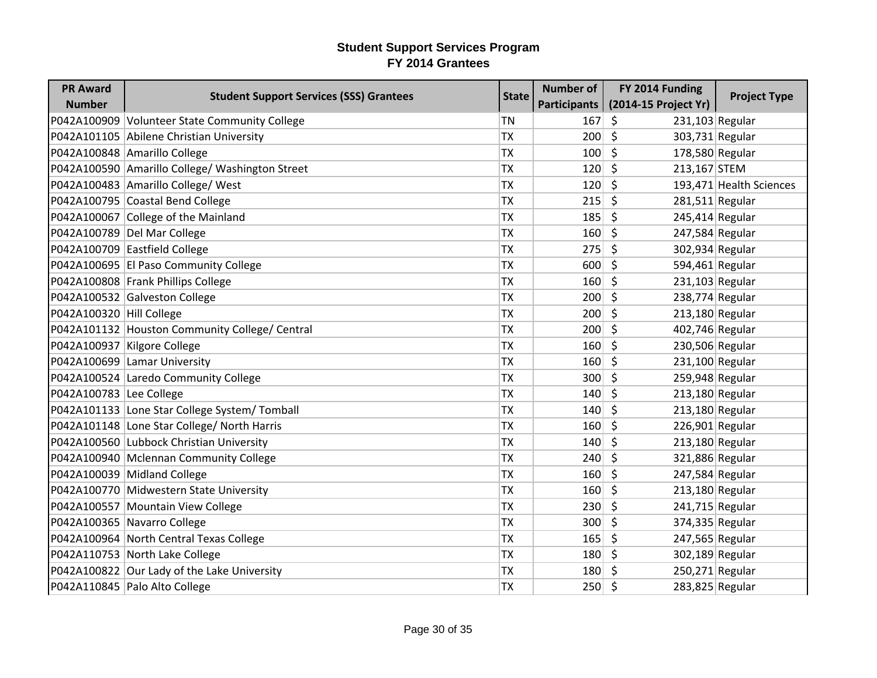**Student Support Services Program**
**FY 2014 Grantees**

| PR Award Number | Student Support Services (SSS) Grantees | State | Number of Participants | FY 2014 Funding (2014-15 Project Yr) | Project Type |
|---|---|---|---|---|---|
| P042A100909 | Volunteer State Community College | TN | 167 | $ 231,103 | Regular |
| P042A101105 | Abilene Christian University | TX | 200 | $ 303,731 | Regular |
| P042A100848 | Amarillo College | TX | 100 | $ 178,580 | Regular |
| P042A100590 | Amarillo College/ Washington Street | TX | 120 | $ 213,167 | STEM |
| P042A100483 | Amarillo College/ West | TX | 120 | $ 193,471 | Health Sciences |
| P042A100795 | Coastal Bend College | TX | 215 | $ 281,511 | Regular |
| P042A100067 | College of the Mainland | TX | 185 | $ 245,414 | Regular |
| P042A100789 | Del Mar College | TX | 160 | $ 247,584 | Regular |
| P042A100709 | Eastfield College | TX | 275 | $ 302,934 | Regular |
| P042A100695 | El Paso Community College | TX | 600 | $ 594,461 | Regular |
| P042A100808 | Frank Phillips College | TX | 160 | $ 231,103 | Regular |
| P042A100532 | Galveston College | TX | 200 | $ 238,774 | Regular |
| P042A100320 | Hill College | TX | 200 | $ 213,180 | Regular |
| P042A101132 | Houston Community College/ Central | TX | 200 | $ 402,746 | Regular |
| P042A100937 | Kilgore College | TX | 160 | $ 230,506 | Regular |
| P042A100699 | Lamar University | TX | 160 | $ 231,100 | Regular |
| P042A100524 | Laredo Community College | TX | 300 | $ 259,948 | Regular |
| P042A100783 | Lee College | TX | 140 | $ 213,180 | Regular |
| P042A101133 | Lone Star College System/ Tomball | TX | 140 | $ 213,180 | Regular |
| P042A101148 | Lone Star College/ North Harris | TX | 160 | $ 226,901 | Regular |
| P042A100560 | Lubbock Christian University | TX | 140 | $ 213,180 | Regular |
| P042A100940 | Mclennan Community College | TX | 240 | $ 321,886 | Regular |
| P042A100039 | Midland College | TX | 160 | $ 247,584 | Regular |
| P042A100770 | Midwestern State University | TX | 160 | $ 213,180 | Regular |
| P042A100557 | Mountain View College | TX | 230 | $ 241,715 | Regular |
| P042A100365 | Navarro College | TX | 300 | $ 374,335 | Regular |
| P042A100964 | North Central Texas College | TX | 165 | $ 247,565 | Regular |
| P042A110753 | North Lake College | TX | 180 | $ 302,189 | Regular |
| P042A100822 | Our Lady of the Lake University | TX | 180 | $ 250,271 | Regular |
| P042A110845 | Palo Alto College | TX | 250 | $ 283,825 | Regular |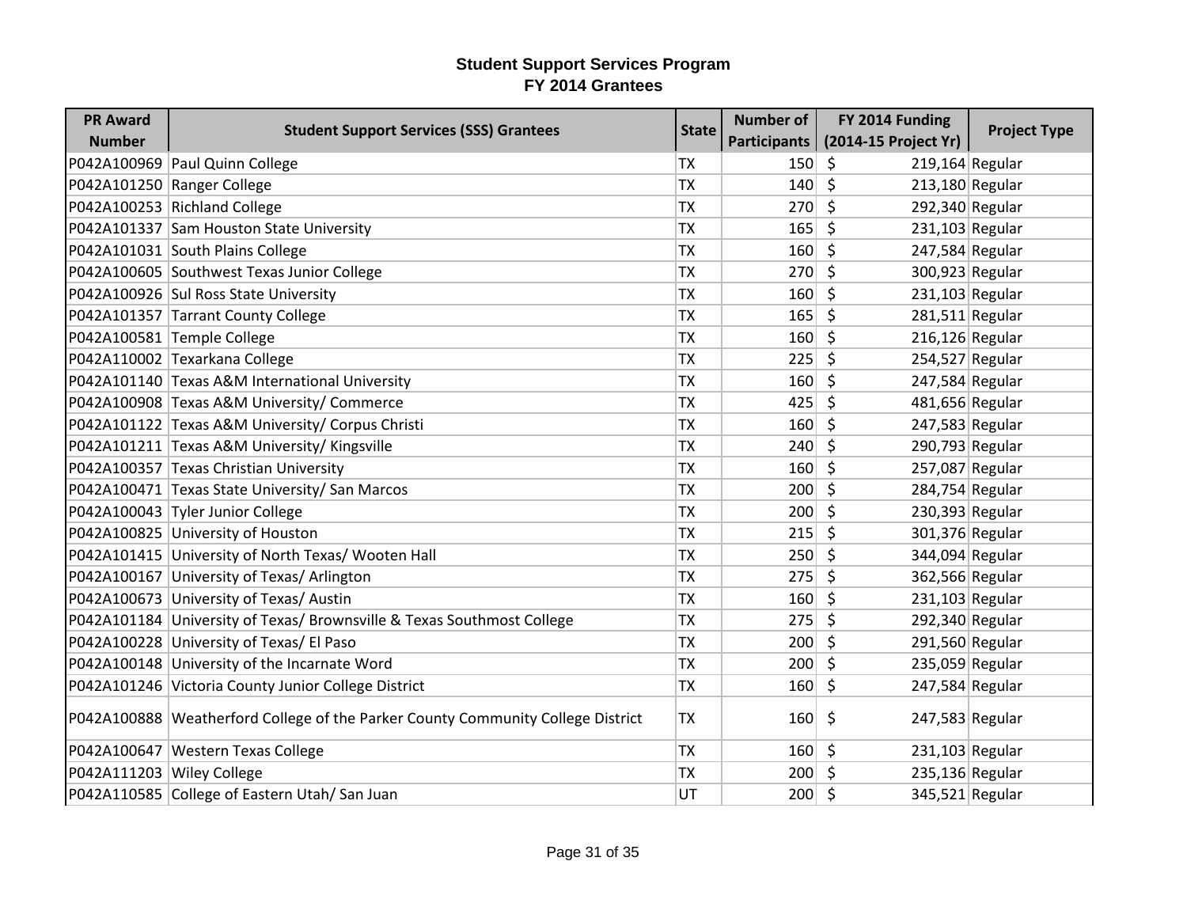**Student Support Services Program**
**FY 2014 Grantees**

| PR Award Number | Student Support Services (SSS) Grantees | State | Number of Participants | FY 2014 Funding (2014-15 Project Yr) | Project Type |
|---|---|---|---|---|---|
| P042A100969 | Paul Quinn College | TX | 150 | $ 219,164 | Regular |
| P042A101250 | Ranger College | TX | 140 | $ 213,180 | Regular |
| P042A100253 | Richland College | TX | 270 | $ 292,340 | Regular |
| P042A101337 | Sam Houston State University | TX | 165 | $ 231,103 | Regular |
| P042A101031 | South Plains College | TX | 160 | $ 247,584 | Regular |
| P042A100605 | Southwest Texas Junior College | TX | 270 | $ 300,923 | Regular |
| P042A100926 | Sul Ross State University | TX | 160 | $ 231,103 | Regular |
| P042A101357 | Tarrant County College | TX | 165 | $ 281,511 | Regular |
| P042A100581 | Temple College | TX | 160 | $ 216,126 | Regular |
| P042A110002 | Texarkana College | TX | 225 | $ 254,527 | Regular |
| P042A101140 | Texas A&M International University | TX | 160 | $ 247,584 | Regular |
| P042A100908 | Texas A&M University/ Commerce | TX | 425 | $ 481,656 | Regular |
| P042A101122 | Texas A&M University/ Corpus Christi | TX | 160 | $ 247,583 | Regular |
| P042A101211 | Texas A&M University/ Kingsville | TX | 240 | $ 290,793 | Regular |
| P042A100357 | Texas Christian University | TX | 160 | $ 257,087 | Regular |
| P042A100471 | Texas State University/ San Marcos | TX | 200 | $ 284,754 | Regular |
| P042A100043 | Tyler Junior College | TX | 200 | $ 230,393 | Regular |
| P042A100825 | University of Houston | TX | 215 | $ 301,376 | Regular |
| P042A101415 | University of North Texas/ Wooten Hall | TX | 250 | $ 344,094 | Regular |
| P042A100167 | University of Texas/ Arlington | TX | 275 | $ 362,566 | Regular |
| P042A100673 | University of Texas/ Austin | TX | 160 | $ 231,103 | Regular |
| P042A101184 | University of Texas/ Brownsville & Texas Southmost College | TX | 275 | $ 292,340 | Regular |
| P042A100228 | University of Texas/ El Paso | TX | 200 | $ 291,560 | Regular |
| P042A100148 | University of the Incarnate Word | TX | 200 | $ 235,059 | Regular |
| P042A101246 | Victoria County Junior College District | TX | 160 | $ 247,584 | Regular |
| P042A100888 | Weatherford College of the Parker County Community College District | TX | 160 | $ 247,583 | Regular |
| P042A100647 | Western Texas College | TX | 160 | $ 231,103 | Regular |
| P042A111203 | Wiley College | TX | 200 | $ 235,136 | Regular |
| P042A110585 | College of Eastern Utah/ San Juan | UT | 200 | $ 345,521 | Regular |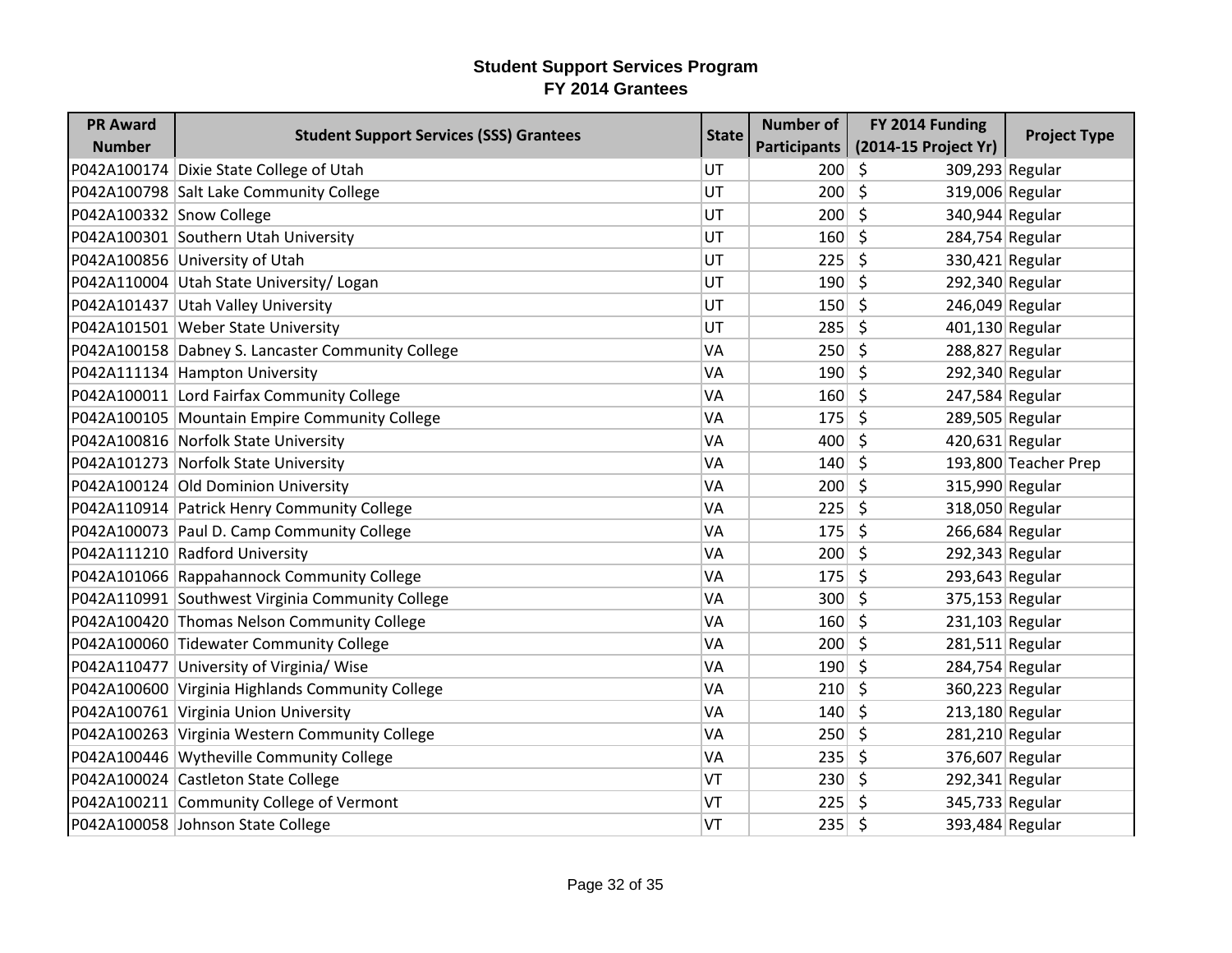# Student Support Services Program
## FY 2014 Grantees

| PR Award Number | Student Support Services (SSS) Grantees | State | Number of Participants | FY 2014 Funding (2014-15 Project Yr) | Project Type |
|---|---|---|---|---|---|
| P042A100174 | Dixie State College of Utah | UT | 200 | $ 309,293 | Regular |
| P042A100798 | Salt Lake Community College | UT | 200 | $ 319,006 | Regular |
| P042A100332 | Snow College | UT | 200 | $ 340,944 | Regular |
| P042A100301 | Southern Utah University | UT | 160 | $ 284,754 | Regular |
| P042A100856 | University of Utah | UT | 225 | $ 330,421 | Regular |
| P042A110004 | Utah State University/ Logan | UT | 190 | $ 292,340 | Regular |
| P042A101437 | Utah Valley University | UT | 150 | $ 246,049 | Regular |
| P042A101501 | Weber State University | UT | 285 | $ 401,130 | Regular |
| P042A100158 | Dabney S. Lancaster Community College | VA | 250 | $ 288,827 | Regular |
| P042A111134 | Hampton University | VA | 190 | $ 292,340 | Regular |
| P042A100011 | Lord Fairfax Community College | VA | 160 | $ 247,584 | Regular |
| P042A100105 | Mountain Empire Community College | VA | 175 | $ 289,505 | Regular |
| P042A100816 | Norfolk State University | VA | 400 | $ 420,631 | Regular |
| P042A101273 | Norfolk State University | VA | 140 | $ 193,800 | Teacher Prep |
| P042A100124 | Old Dominion University | VA | 200 | $ 315,990 | Regular |
| P042A110914 | Patrick Henry Community College | VA | 225 | $ 318,050 | Regular |
| P042A100073 | Paul D. Camp Community College | VA | 175 | $ 266,684 | Regular |
| P042A111210 | Radford University | VA | 200 | $ 292,343 | Regular |
| P042A101066 | Rappahannock Community College | VA | 175 | $ 293,643 | Regular |
| P042A110991 | Southwest Virginia Community College | VA | 300 | $ 375,153 | Regular |
| P042A100420 | Thomas Nelson Community College | VA | 160 | $ 231,103 | Regular |
| P042A100060 | Tidewater Community College | VA | 200 | $ 281,511 | Regular |
| P042A110477 | University of Virginia/ Wise | VA | 190 | $ 284,754 | Regular |
| P042A100600 | Virginia Highlands Community College | VA | 210 | $ 360,223 | Regular |
| P042A100761 | Virginia Union University | VA | 140 | $ 213,180 | Regular |
| P042A100263 | Virginia Western Community College | VA | 250 | $ 281,210 | Regular |
| P042A100446 | Wytheville Community College | VA | 235 | $ 376,607 | Regular |
| P042A100024 | Castleton State College | VT | 230 | $ 292,341 | Regular |
| P042A100211 | Community College of Vermont | VT | 225 | $ 345,733 | Regular |
| P042A100058 | Johnson State College | VT | 235 | $ 393,484 | Regular |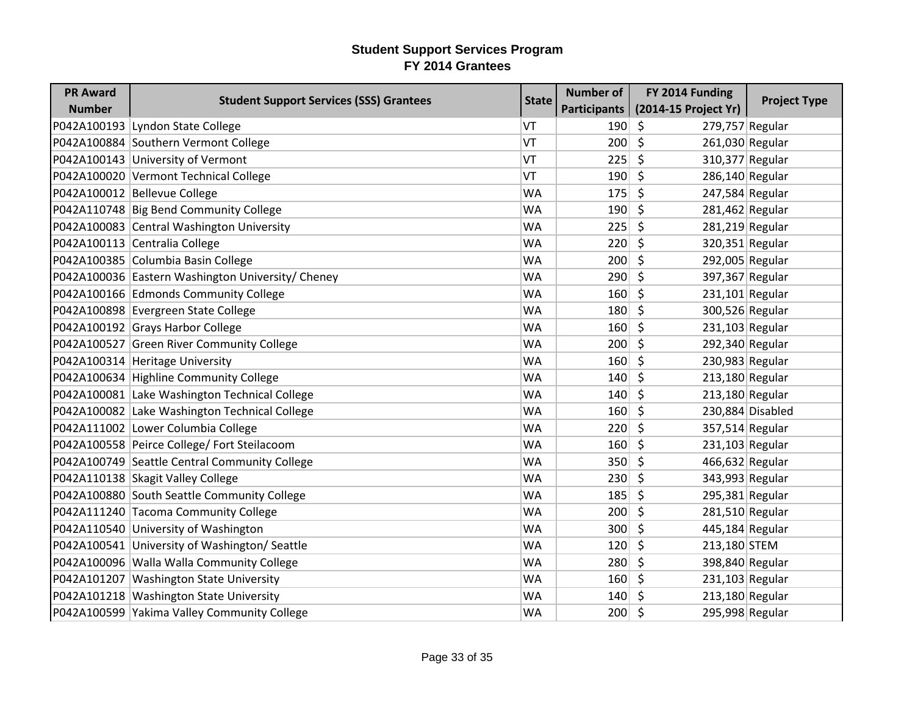# Student Support Services Program
## FY 2014 Grantees

| PR Award Number | Student Support Services (SSS) Grantees | State | Number of Participants | FY 2014 Funding (2014-15 Project Yr) | Project Type |
|---|---|---|---|---|---|
| P042A100193 | Lyndon State College | VT | 190 | $ 279,757 | Regular |
| P042A100884 | Southern Vermont College | VT | 200 | $ 261,030 | Regular |
| P042A100143 | University of Vermont | VT | 225 | $ 310,377 | Regular |
| P042A100020 | Vermont Technical College | VT | 190 | $ 286,140 | Regular |
| P042A100012 | Bellevue College | WA | 175 | $ 247,584 | Regular |
| P042A110748 | Big Bend Community College | WA | 190 | $ 281,462 | Regular |
| P042A100083 | Central Washington University | WA | 225 | $ 281,219 | Regular |
| P042A100113 | Centralia College | WA | 220 | $ 320,351 | Regular |
| P042A100385 | Columbia Basin College | WA | 200 | $ 292,005 | Regular |
| P042A100036 | Eastern Washington University/ Cheney | WA | 290 | $ 397,367 | Regular |
| P042A100166 | Edmonds Community College | WA | 160 | $ 231,101 | Regular |
| P042A100898 | Evergreen State College | WA | 180 | $ 300,526 | Regular |
| P042A100192 | Grays Harbor College | WA | 160 | $ 231,103 | Regular |
| P042A100527 | Green River Community College | WA | 200 | $ 292,340 | Regular |
| P042A100314 | Heritage University | WA | 160 | $ 230,983 | Regular |
| P042A100634 | Highline Community College | WA | 140 | $ 213,180 | Regular |
| P042A100081 | Lake Washington Technical College | WA | 140 | $ 213,180 | Regular |
| P042A100082 | Lake Washington Technical College | WA | 160 | $ 230,884 | Disabled |
| P042A111002 | Lower Columbia College | WA | 220 | $ 357,514 | Regular |
| P042A100558 | Peirce College/ Fort Steilacoom | WA | 160 | $ 231,103 | Regular |
| P042A100749 | Seattle Central Community College | WA | 350 | $ 466,632 | Regular |
| P042A110138 | Skagit Valley College | WA | 230 | $ 343,993 | Regular |
| P042A100880 | South Seattle Community College | WA | 185 | $ 295,381 | Regular |
| P042A111240 | Tacoma Community College | WA | 200 | $ 281,510 | Regular |
| P042A110540 | University of Washington | WA | 300 | $ 445,184 | Regular |
| P042A100541 | University of Washington/ Seattle | WA | 120 | $ 213,180 | STEM |
| P042A100096 | Walla Walla Community College | WA | 280 | $ 398,840 | Regular |
| P042A101207 | Washington State University | WA | 160 | $ 231,103 | Regular |
| P042A101218 | Washington State University | WA | 140 | $ 213,180 | Regular |
| P042A100599 | Yakima Valley Community College | WA | 200 | $ 295,998 | Regular |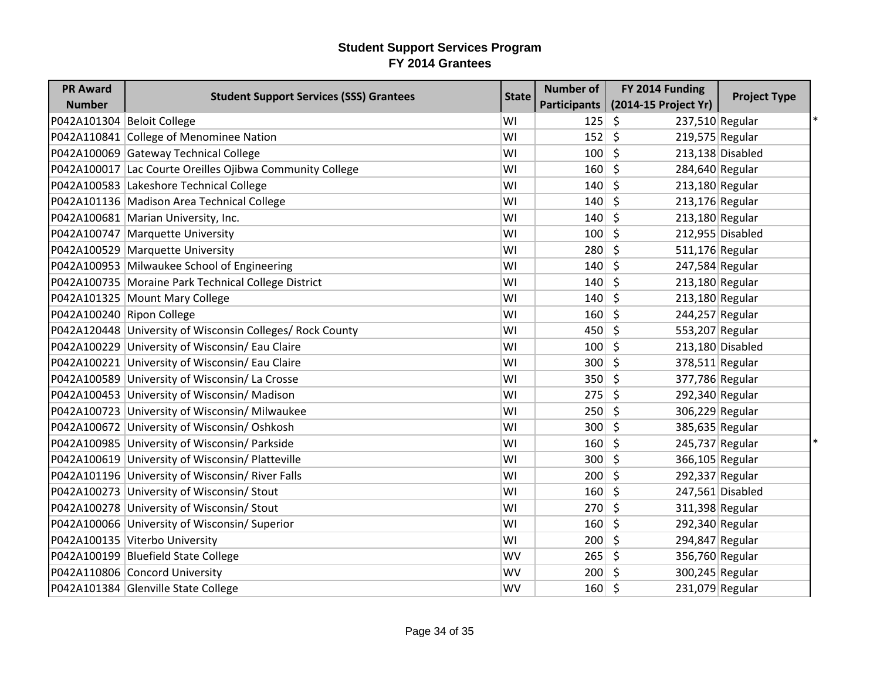# Student Support Services Program
## FY 2014 Grantees

| PR Award Number | Student Support Services (SSS) Grantees | State | Number of Participants | FY 2014 Funding (2014-15 Project Yr) | Project Type | |
|---|---|---|---|---|---|---|
| P042A101304 | Beloit College | WI | 125 | $ 237,510 | Regular | * |
| P042A110841 | College of Menominee Nation | WI | 152 | $ 219,575 | Regular | |
| P042A100069 | Gateway Technical College | WI | 100 | $ 213,138 | Disabled | |
| P042A100017 | Lac Courte Oreilles Ojibwa Community College | WI | 160 | $ 284,640 | Regular | |
| P042A100583 | Lakeshore Technical College | WI | 140 | $ 213,180 | Regular | |
| P042A101136 | Madison Area Technical College | WI | 140 | $ 213,176 | Regular | |
| P042A100681 | Marian University, Inc. | WI | 140 | $ 213,180 | Regular | |
| P042A100747 | Marquette University | WI | 100 | $ 212,955 | Disabled | |
| P042A100529 | Marquette University | WI | 280 | $ 511,176 | Regular | |
| P042A100953 | Milwaukee School of Engineering | WI | 140 | $ 247,584 | Regular | |
| P042A100735 | Moraine Park Technical College District | WI | 140 | $ 213,180 | Regular | |
| P042A101325 | Mount Mary College | WI | 140 | $ 213,180 | Regular | |
| P042A100240 | Ripon College | WI | 160 | $ 244,257 | Regular | |
| P042A120448 | University of Wisconsin Colleges/ Rock County | WI | 450 | $ 553,207 | Regular | |
| P042A100229 | University of Wisconsin/ Eau Claire | WI | 100 | $ 213,180 | Disabled | |
| P042A100221 | University of Wisconsin/ Eau Claire | WI | 300 | $ 378,511 | Regular | |
| P042A100589 | University of Wisconsin/ La Crosse | WI | 350 | $ 377,786 | Regular | |
| P042A100453 | University of Wisconsin/ Madison | WI | 275 | $ 292,340 | Regular | |
| P042A100723 | University of Wisconsin/ Milwaukee | WI | 250 | $ 306,229 | Regular | |
| P042A100672 | University of Wisconsin/ Oshkosh | WI | 300 | $ 385,635 | Regular | |
| P042A100985 | University of Wisconsin/ Parkside | WI | 160 | $ 245,737 | Regular | * |
| P042A100619 | University of Wisconsin/ Platteville | WI | 300 | $ 366,105 | Regular | |
| P042A101196 | University of Wisconsin/ River Falls | WI | 200 | $ 292,337 | Regular | |
| P042A100273 | University of Wisconsin/ Stout | WI | 160 | $ 247,561 | Disabled | |
| P042A100278 | University of Wisconsin/ Stout | WI | 270 | $ 311,398 | Regular | |
| P042A100066 | University of Wisconsin/ Superior | WI | 160 | $ 292,340 | Regular | |
| P042A100135 | Viterbo University | WI | 200 | $ 294,847 | Regular | |
| P042A100199 | Bluefield State College | WV | 265 | $ 356,760 | Regular | |
| P042A110806 | Concord University | WV | 200 | $ 300,245 | Regular | |
| P042A101384 | Glenville State College | WV | 160 | $ 231,079 | Regular | |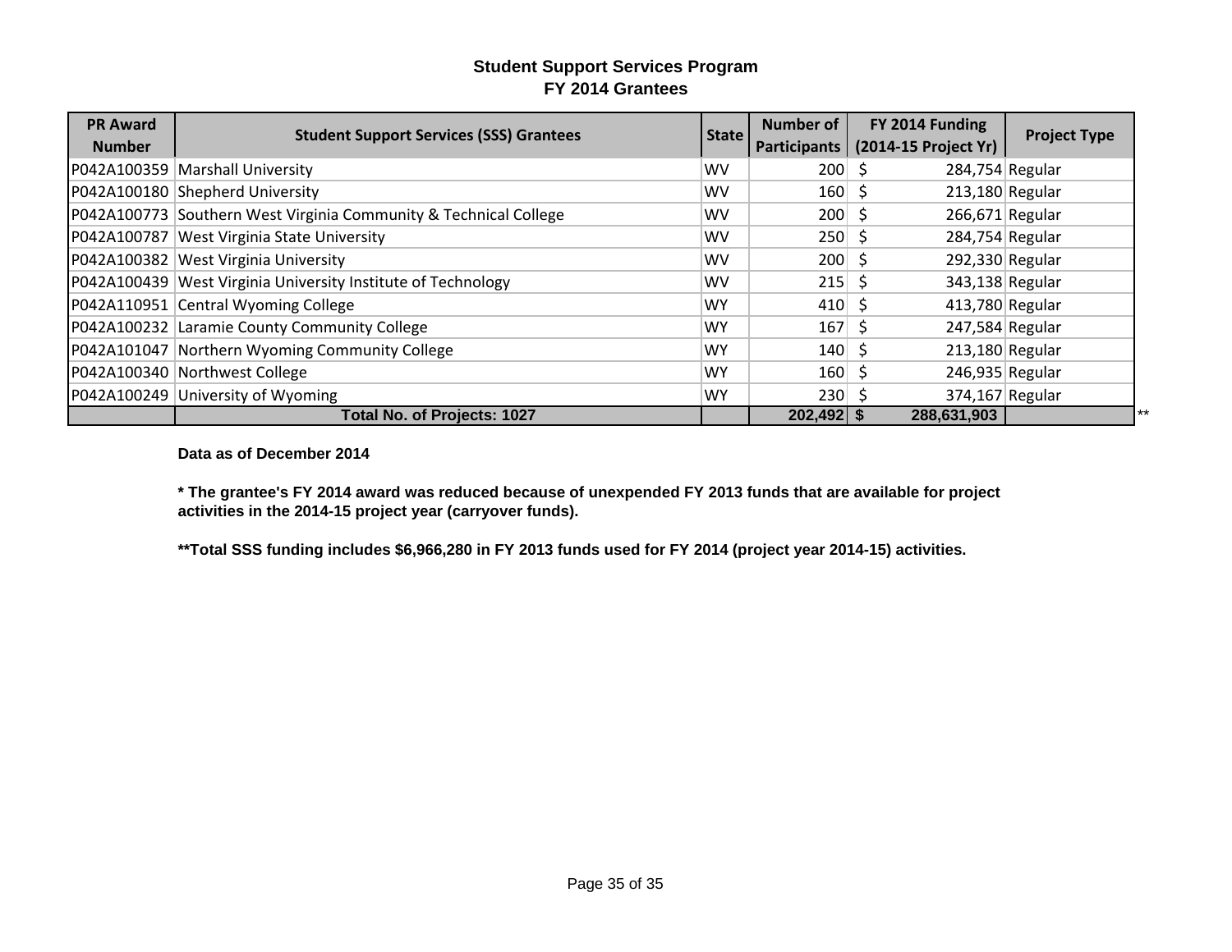**Student Support Services Program**
**FY 2014 Grantees**

| PR Award Number | Student Support Services (SSS) Grantees | State | Number of Participants | FY 2014 Funding (2014-15 Project Yr) | Project Type |
|---|---|---|---|---|---|
| P042A100359 | Marshall University | WV | 200 | $ 284,754 | Regular |
| P042A100180 | Shepherd University | WV | 160 | $ 213,180 | Regular |
| P042A100773 | Southern West Virginia Community & Technical College | WV | 200 | $ 266,671 | Regular |
| P042A100787 | West Virginia State University | WV | 250 | $ 284,754 | Regular |
| P042A100382 | West Virginia University | WV | 200 | $ 292,330 | Regular |
| P042A100439 | West Virginia University Institute of Technology | WV | 215 | $ 343,138 | Regular |
| P042A110951 | Central Wyoming College | WY | 410 | $ 413,780 | Regular |
| P042A100232 | Laramie County Community College | WY | 167 | $ 247,584 | Regular |
| P042A101047 | Northern Wyoming Community College | WY | 140 | $ 213,180 | Regular |
| P042A100340 | Northwest College | WY | 160 | $ 246,935 | Regular |
| P042A100249 | University of Wyoming | WY | 230 | $ 374,167 | Regular |
| | **Total No. of Projects: 1027** | | **202,492** | **$ 288,631,903** | ** |

**Data as of December 2014**

**\* The grantee's FY 2014 award was reduced because of unexpended FY 2013 funds that are available for project activities in the 2014-15 project year (carryover funds).**

**\*\*Total SSS funding includes $6,966,280 in FY 2013 funds used for FY 2014 (project year 2014-15) activities.**